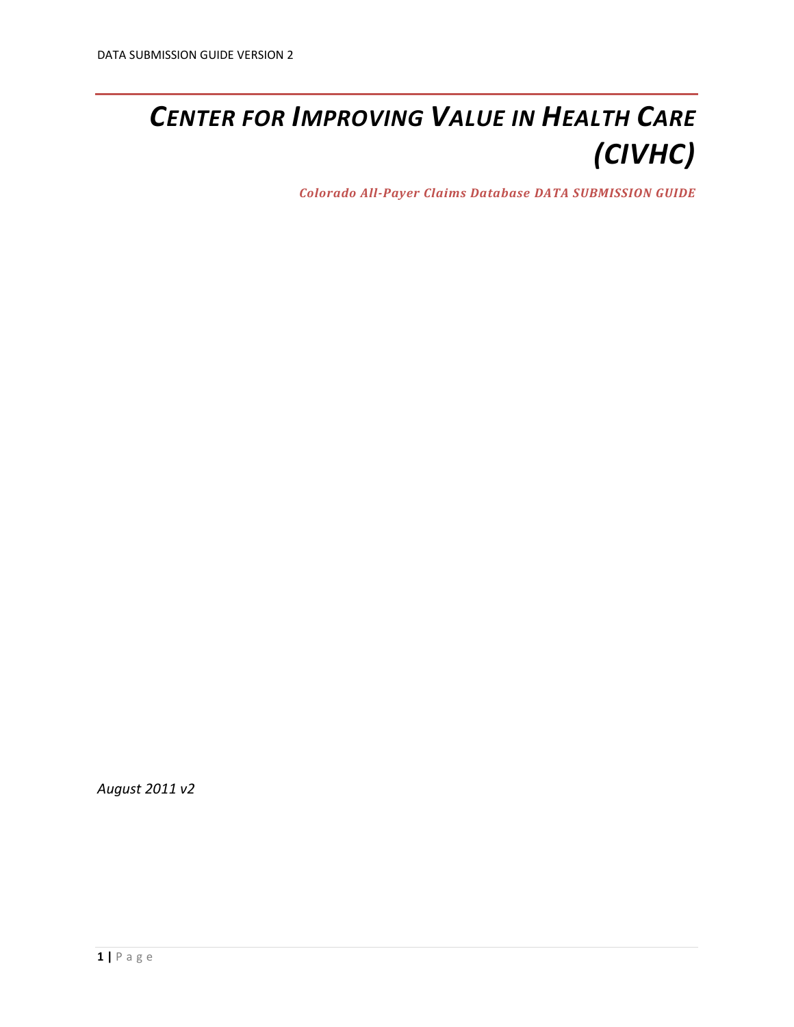# *CENTER FOR IMPROVING VALUE IN HEALTH CARE (CIVHC)*

***Colorado All-Payer Claims Database DATA SUBMISSION GUIDE***

*August 2011 v2*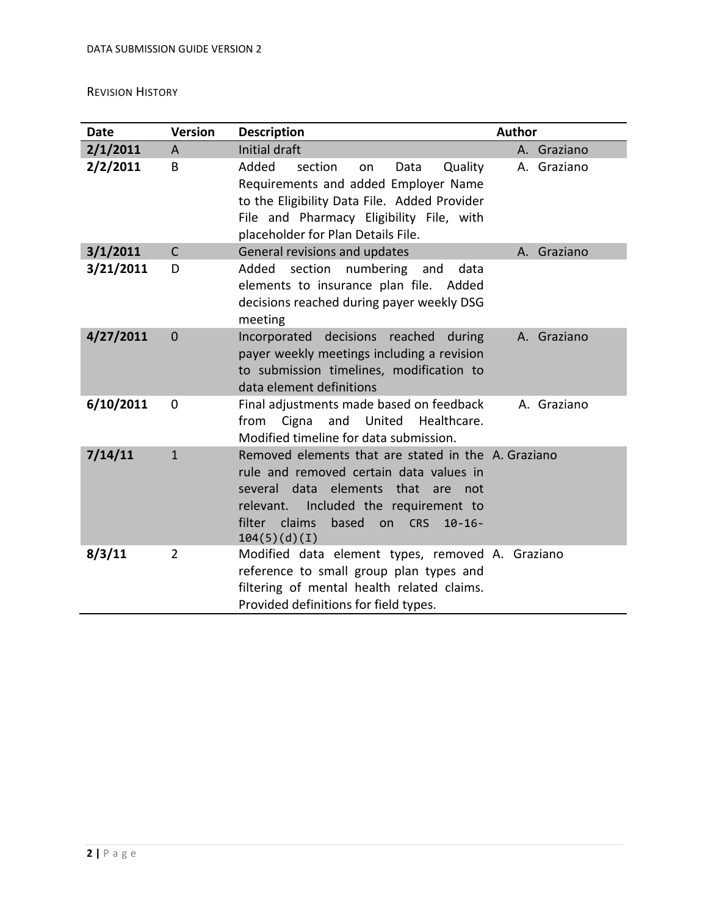## Revision History

| Date | Version | Description | Author |
|---|---|---|---|
| **2/1/2011** | A | Initial draft | A. Graziano |
| **2/2/2011** | B | Added section on Data Quality Requirements and added Employer Name to the Eligibility Data File. Added Provider File and Pharmacy Eligibility File, with placeholder for Plan Details File. | A. Graziano |
| **3/1/2011** | C | General revisions and updates | A. Graziano |
| **3/21/2011** | D | Added section numbering and data elements to insurance plan file. Added decisions reached during payer weekly DSG meeting | |
| **4/27/2011** | 0 | Incorporated decisions reached during payer weekly meetings including a revision to submission timelines, modification to data element definitions | A. Graziano |
| **6/10/2011** | 0 | Final adjustments made based on feedback from Cigna and United Healthcare. Modified timeline for data submission. | A. Graziano |
| **7/14/11** | 1 | Removed elements that are stated in the rule and removed certain data values in several data elements that are not relevant. Included the requirement to filter claims based on CRS 10-16-104(5)(d)(I) | A. Graziano |
| **8/3/11** | 2 | Modified data element types, removed reference to small group plan types and filtering of mental health related claims. Provided definitions for field types. | A. Graziano |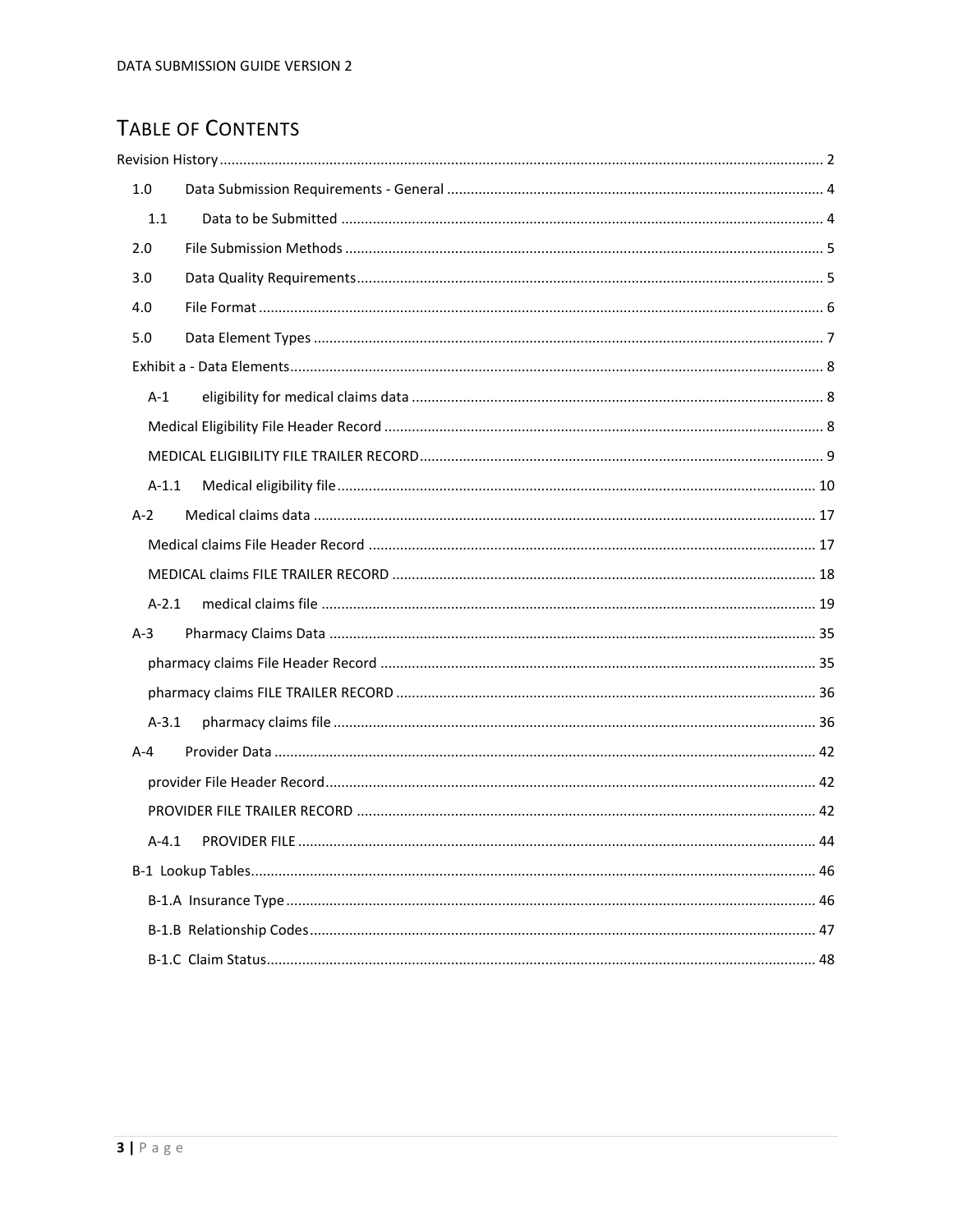## TABLE OF CONTENTS

Revision History ........ 2

- 1.0 Data Submission Requirements - General ........ 4
  - 1.1 Data to be Submitted ........ 4
- 2.0 File Submission Methods ........ 5
- 3.0 Data Quality Requirements ........ 5
- 4.0 File Format ........ 6
- 5.0 Data Element Types ........ 7
- Exhibit a - Data Elements ........ 8
  - A-1 eligibility for medical claims data ........ 8
  - Medical Eligibility File Header Record ........ 8
  - MEDICAL ELIGIBILITY FILE TRAILER RECORD ........ 9
  - A-1.1 Medical eligibility file ........ 10
- A-2 Medical claims data ........ 17
  - Medical claims File Header Record ........ 17
  - MEDICAL claims FILE TRAILER RECORD ........ 18
  - A-2.1 medical claims file ........ 19
- A-3 Pharmacy Claims Data ........ 35
  - pharmacy claims File Header Record ........ 35
  - pharmacy claims FILE TRAILER RECORD ........ 36
  - A-3.1 pharmacy claims file ........ 36
- A-4 Provider Data ........ 42
  - provider File Header Record ........ 42
  - PROVIDER FILE TRAILER RECORD ........ 42
  - A-4.1 PROVIDER FILE ........ 44
- B-1 Lookup Tables ........ 46
  - B-1.A Insurance Type ........ 46
  - B-1.B Relationship Codes ........ 47
  - B-1.C Claim Status ........ 48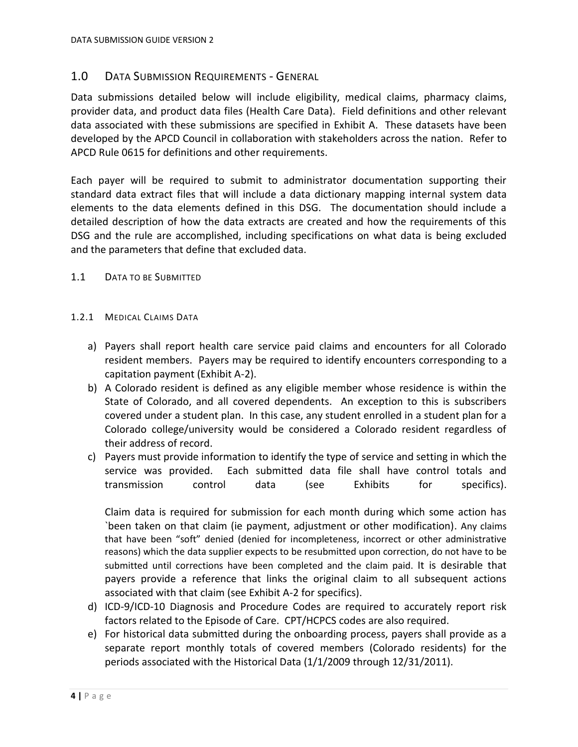## 1.0 DATA SUBMISSION REQUIREMENTS - GENERAL

Data submissions detailed below will include eligibility, medical claims, pharmacy claims, provider data, and product data files (Health Care Data). Field definitions and other relevant data associated with these submissions are specified in Exhibit A. These datasets have been developed by the APCD Council in collaboration with stakeholders across the nation. Refer to APCD Rule 0615 for definitions and other requirements.

Each payer will be required to submit to administrator documentation supporting their standard data extract files that will include a data dictionary mapping internal system data elements to the data elements defined in this DSG. The documentation should include a detailed description of how the data extracts are created and how the requirements of this DSG and the rule are accomplished, including specifications on what data is being excluded and the parameters that define that excluded data.

### 1.1 DATA TO BE SUBMITTED

#### 1.2.1 MEDICAL CLAIMS DATA

a) Payers shall report health care service paid claims and encounters for all Colorado resident members. Payers may be required to identify encounters corresponding to a capitation payment (Exhibit A-2).
b) A Colorado resident is defined as any eligible member whose residence is within the State of Colorado, and all covered dependents. An exception to this is subscribers covered under a student plan. In this case, any student enrolled in a student plan for a Colorado college/university would be considered a Colorado resident regardless of their address of record.
c) Payers must provide information to identify the type of service and setting in which the service was provided. Each submitted data file shall have control totals and transmission control data (see Exhibits for specifics).

   Claim data is required for submission for each month during which some action has `been taken on that claim (ie payment, adjustment or other modification). Any claims that have been "soft" denied (denied for incompleteness, incorrect or other administrative reasons) which the data supplier expects to be resubmitted upon correction, do not have to be submitted until corrections have been completed and the claim paid. It is desirable that payers provide a reference that links the original claim to all subsequent actions associated with that claim (see Exhibit A-2 for specifics).
d) ICD-9/ICD-10 Diagnosis and Procedure Codes are required to accurately report risk factors related to the Episode of Care. CPT/HCPCS codes are also required.
e) For historical data submitted during the onboarding process, payers shall provide as a separate report monthly totals of covered members (Colorado residents) for the periods associated with the Historical Data (1/1/2009 through 12/31/2011).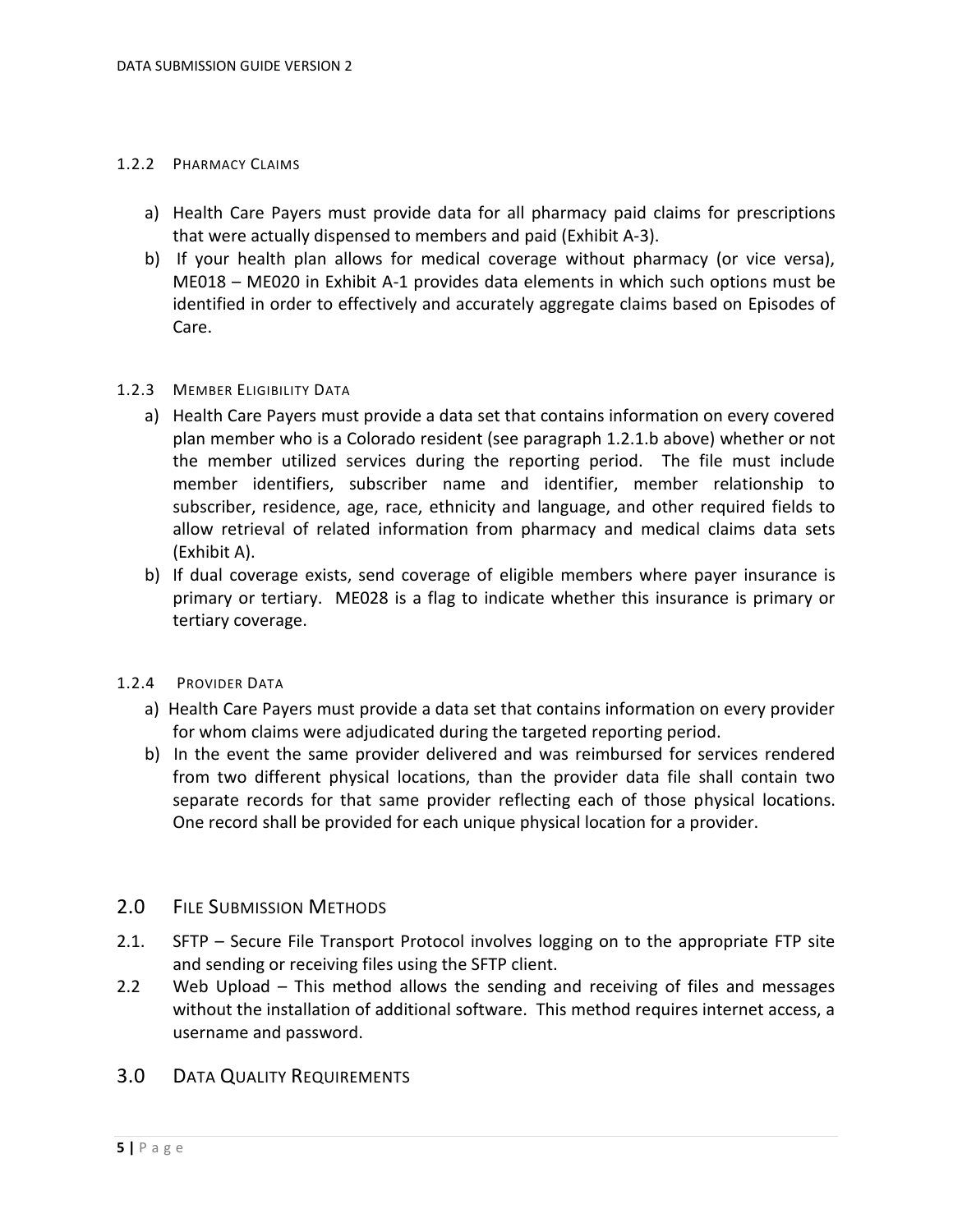#### 1.2.2 Pharmacy Claims

a) Health Care Payers must provide data for all pharmacy paid claims for prescriptions that were actually dispensed to members and paid (Exhibit A-3).

b) If your health plan allows for medical coverage without pharmacy (or vice versa), ME018 – ME020 in Exhibit A-1 provides data elements in which such options must be identified in order to effectively and accurately aggregate claims based on Episodes of Care.

#### 1.2.3 Member Eligibility Data

a) Health Care Payers must provide a data set that contains information on every covered plan member who is a Colorado resident (see paragraph 1.2.1.b above) whether or not the member utilized services during the reporting period. The file must include member identifiers, subscriber name and identifier, member relationship to subscriber, residence, age, race, ethnicity and language, and other required fields to allow retrieval of related information from pharmacy and medical claims data sets (Exhibit A).

b) If dual coverage exists, send coverage of eligible members where payer insurance is primary or tertiary. ME028 is a flag to indicate whether this insurance is primary or tertiary coverage.

#### 1.2.4 Provider Data

a) Health Care Payers must provide a data set that contains information on every provider for whom claims were adjudicated during the targeted reporting period.

b) In the event the same provider delivered and was reimbursed for services rendered from two different physical locations, than the provider data file shall contain two separate records for that same provider reflecting each of those physical locations. One record shall be provided for each unique physical location for a provider.

## 2.0 File Submission Methods

2.1. SFTP – Secure File Transport Protocol involves logging on to the appropriate FTP site and sending or receiving files using the SFTP client.

2.2 Web Upload – This method allows the sending and receiving of files and messages without the installation of additional software. This method requires internet access, a username and password.

## 3.0 Data Quality Requirements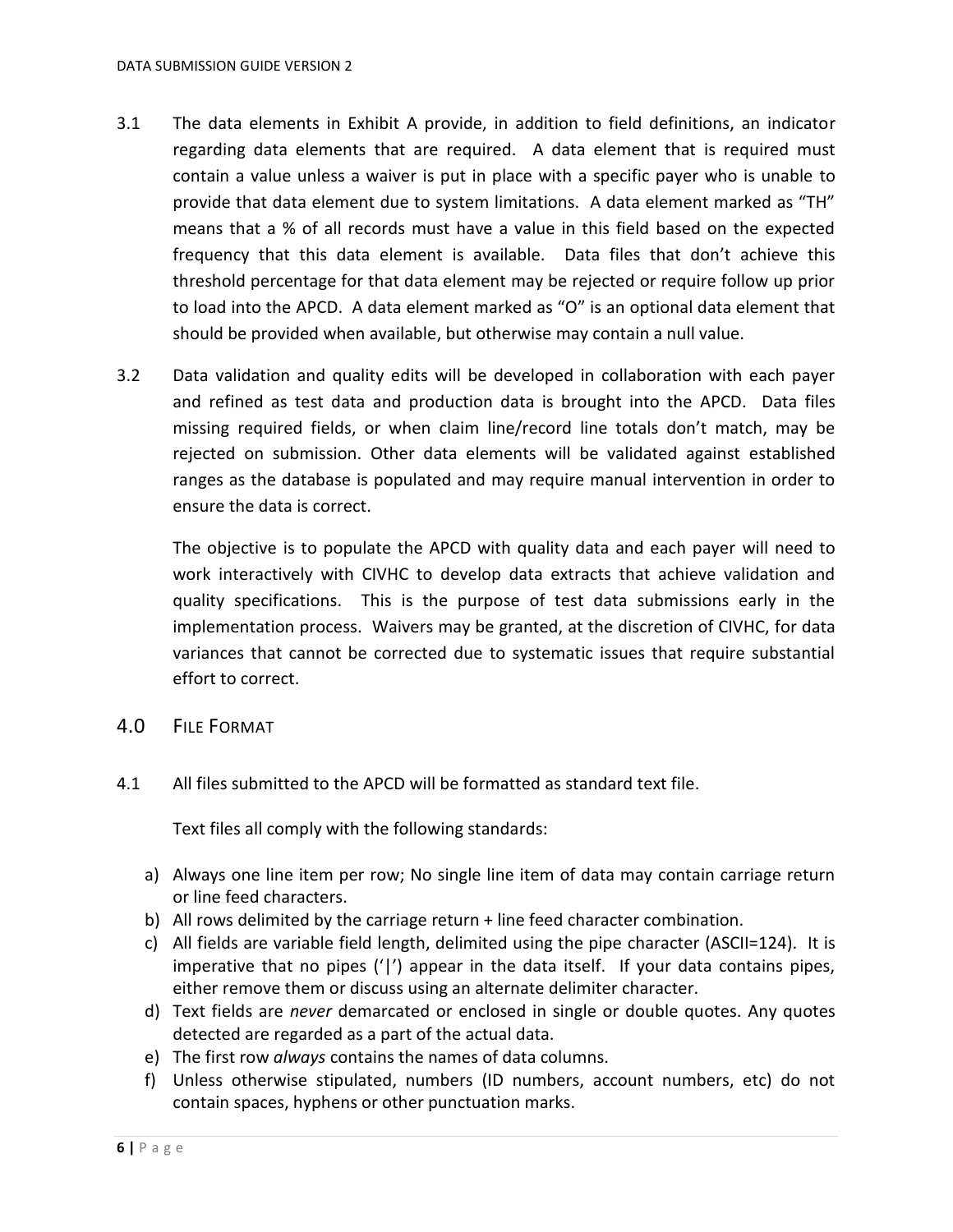3.1 The data elements in Exhibit A provide, in addition to field definitions, an indicator regarding data elements that are required. A data element that is required must contain a value unless a waiver is put in place with a specific payer who is unable to provide that data element due to system limitations. A data element marked as "TH" means that a % of all records must have a value in this field based on the expected frequency that this data element is available. Data files that don't achieve this threshold percentage for that data element may be rejected or require follow up prior to load into the APCD. A data element marked as "O" is an optional data element that should be provided when available, but otherwise may contain a null value.

3.2 Data validation and quality edits will be developed in collaboration with each payer and refined as test data and production data is brought into the APCD. Data files missing required fields, or when claim line/record line totals don't match, may be rejected on submission. Other data elements will be validated against established ranges as the database is populated and may require manual intervention in order to ensure the data is correct.

The objective is to populate the APCD with quality data and each payer will need to work interactively with CIVHC to develop data extracts that achieve validation and quality specifications. This is the purpose of test data submissions early in the implementation process. Waivers may be granted, at the discretion of CIVHC, for data variances that cannot be corrected due to systematic issues that require substantial effort to correct.

## 4.0 File Format

4.1 All files submitted to the APCD will be formatted as standard text file.

Text files all comply with the following standards:

a) Always one line item per row; No single line item of data may contain carriage return or line feed characters.
b) All rows delimited by the carriage return + line feed character combination.
c) All fields are variable field length, delimited using the pipe character (ASCII=124). It is imperative that no pipes ('|') appear in the data itself. If your data contains pipes, either remove them or discuss using an alternate delimiter character.
d) Text fields are *never* demarcated or enclosed in single or double quotes. Any quotes detected are regarded as a part of the actual data.
e) The first row *always* contains the names of data columns.
f) Unless otherwise stipulated, numbers (ID numbers, account numbers, etc) do not contain spaces, hyphens or other punctuation marks.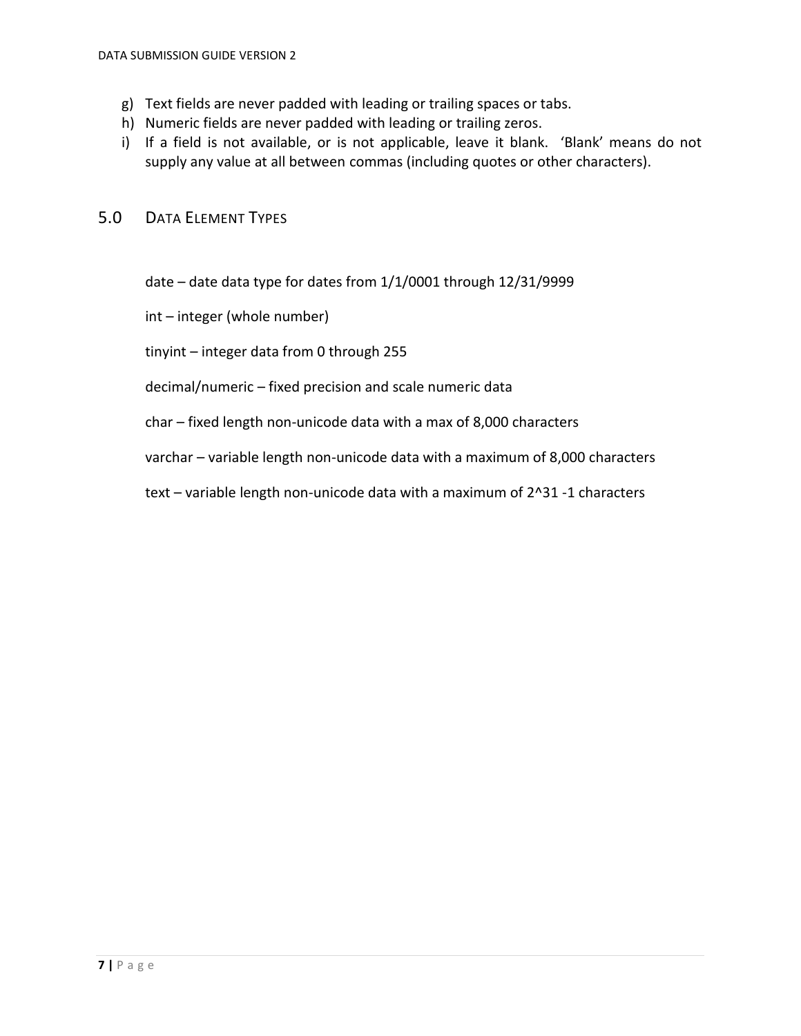g) Text fields are never padded with leading or trailing spaces or tabs.
h) Numeric fields are never padded with leading or trailing zeros.
i) If a field is not available, or is not applicable, leave it blank. ‘Blank’ means do not supply any value at all between commas (including quotes or other characters).

## 5.0 Data Element Types

date – date data type for dates from 1/1/0001 through 12/31/9999

int – integer (whole number)

tinyint – integer data from 0 through 255

decimal/numeric – fixed precision and scale numeric data

char – fixed length non-unicode data with a max of 8,000 characters

varchar – variable length non-unicode data with a maximum of 8,000 characters

text – variable length non-unicode data with a maximum of $2^{31}$ -1 characters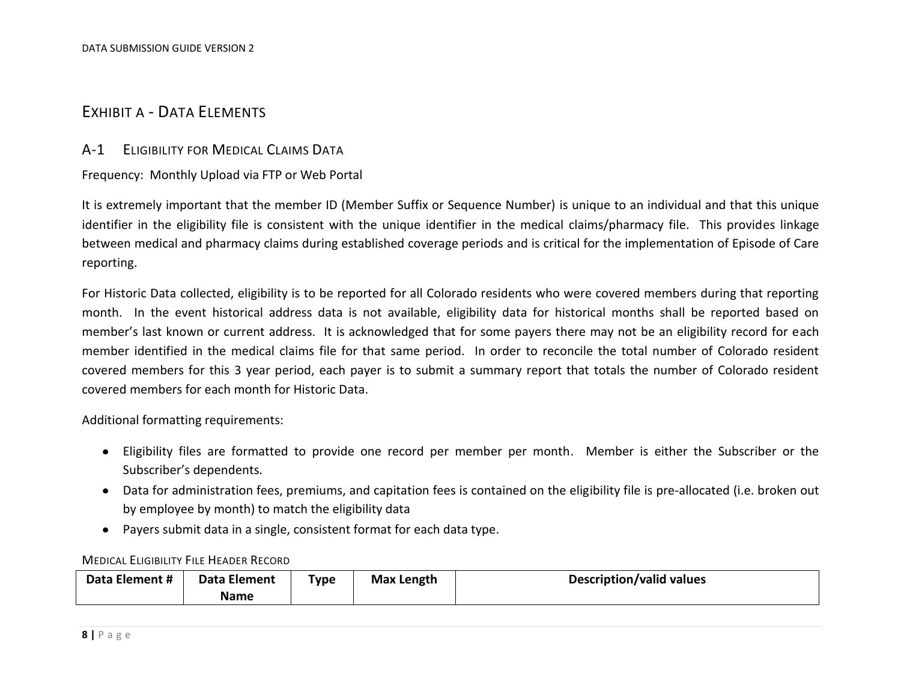## Exhibit A - Data Elements

### A-1 Eligibility for Medical Claims Data

Frequency: Monthly Upload via FTP or Web Portal

It is extremely important that the member ID (Member Suffix or Sequence Number) is unique to an individual and that this unique identifier in the eligibility file is consistent with the unique identifier in the medical claims/pharmacy file. This provides linkage between medical and pharmacy claims during established coverage periods and is critical for the implementation of Episode of Care reporting.

For Historic Data collected, eligibility is to be reported for all Colorado residents who were covered members during that reporting month. In the event historical address data is not available, eligibility data for historical months shall be reported based on member's last known or current address. It is acknowledged that for some payers there may not be an eligibility record for each member identified in the medical claims file for that same period. In order to reconcile the total number of Colorado resident covered members for this 3 year period, each payer is to submit a summary report that totals the number of Colorado resident covered members for each month for Historic Data.

Additional formatting requirements:

- Eligibility files are formatted to provide one record per member per month. Member is either the Subscriber or the Subscriber's dependents.
- Data for administration fees, premiums, and capitation fees is contained on the eligibility file is pre-allocated (i.e. broken out by employee by month) to match the eligibility data
- Payers submit data in a single, consistent format for each data type.

Medical Eligibility File Header Record

| Data Element # | Data Element Name | Type | Max Length | Description/valid values |
|---|---|---|---|---|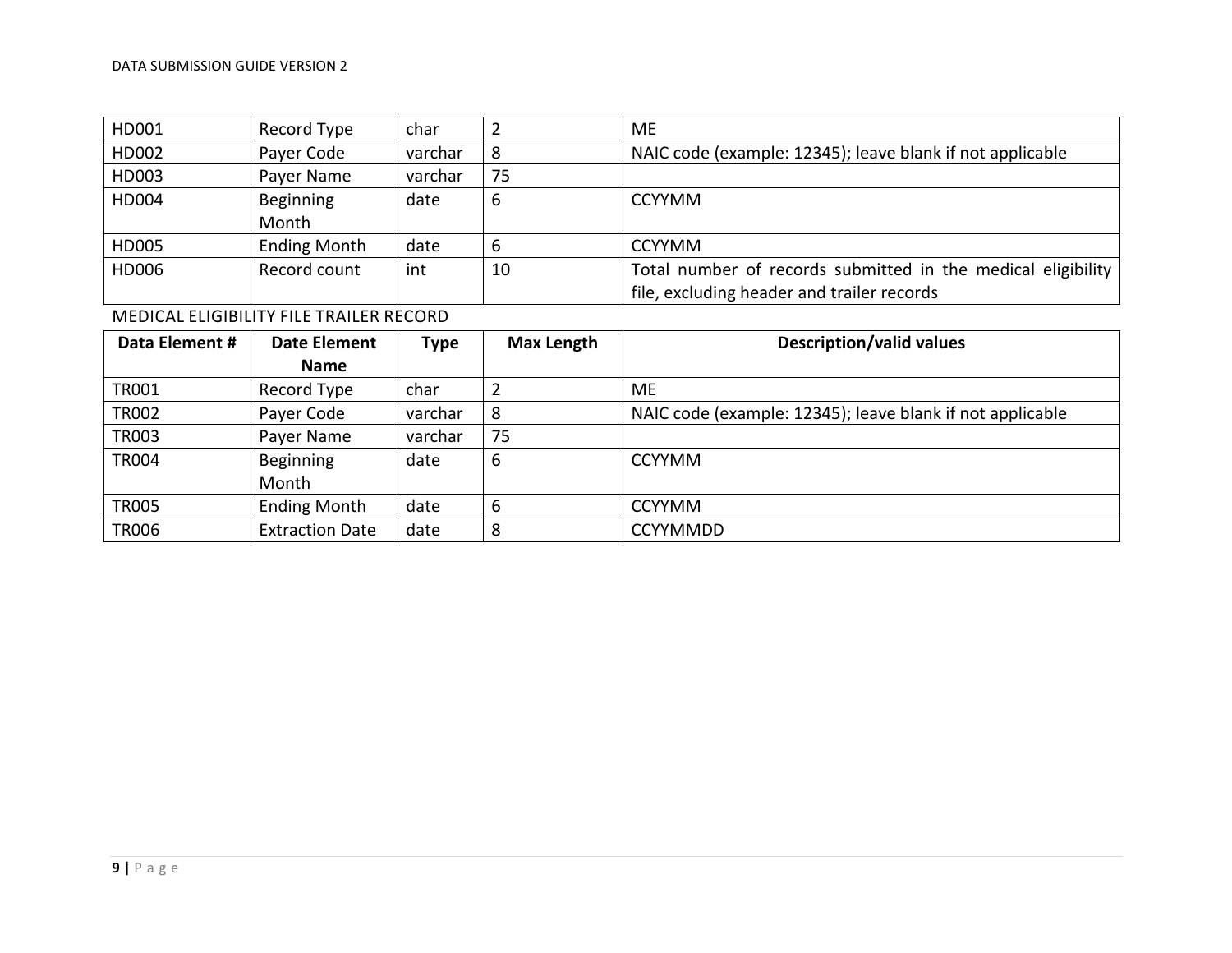| Data Element # | Date Element Name | Type | Max Length | Description/valid values |
|---|---|---|---|---|
| HD001 | Record Type | char | 2 | ME |
| HD002 | Payer Code | varchar | 8 | NAIC code (example: 12345); leave blank if not applicable |
| HD003 | Payer Name | varchar | 75 | |
| HD004 | Beginning Month | date | 6 | CCYYMM |
| HD005 | Ending Month | date | 6 | CCYYMM |
| HD006 | Record count | int | 10 | Total number of records submitted in the medical eligibility file, excluding header and trailer records |

MEDICAL ELIGIBILITY FILE TRAILER RECORD

| Data Element # | Date Element Name | Type | Max Length | Description/valid values |
|---|---|---|---|---|
| TR001 | Record Type | char | 2 | ME |
| TR002 | Payer Code | varchar | 8 | NAIC code (example: 12345); leave blank if not applicable |
| TR003 | Payer Name | varchar | 75 | |
| TR004 | Beginning Month | date | 6 | CCYYMM |
| TR005 | Ending Month | date | 6 | CCYYMM |
| TR006 | Extraction Date | date | 8 | CCYYMMDD |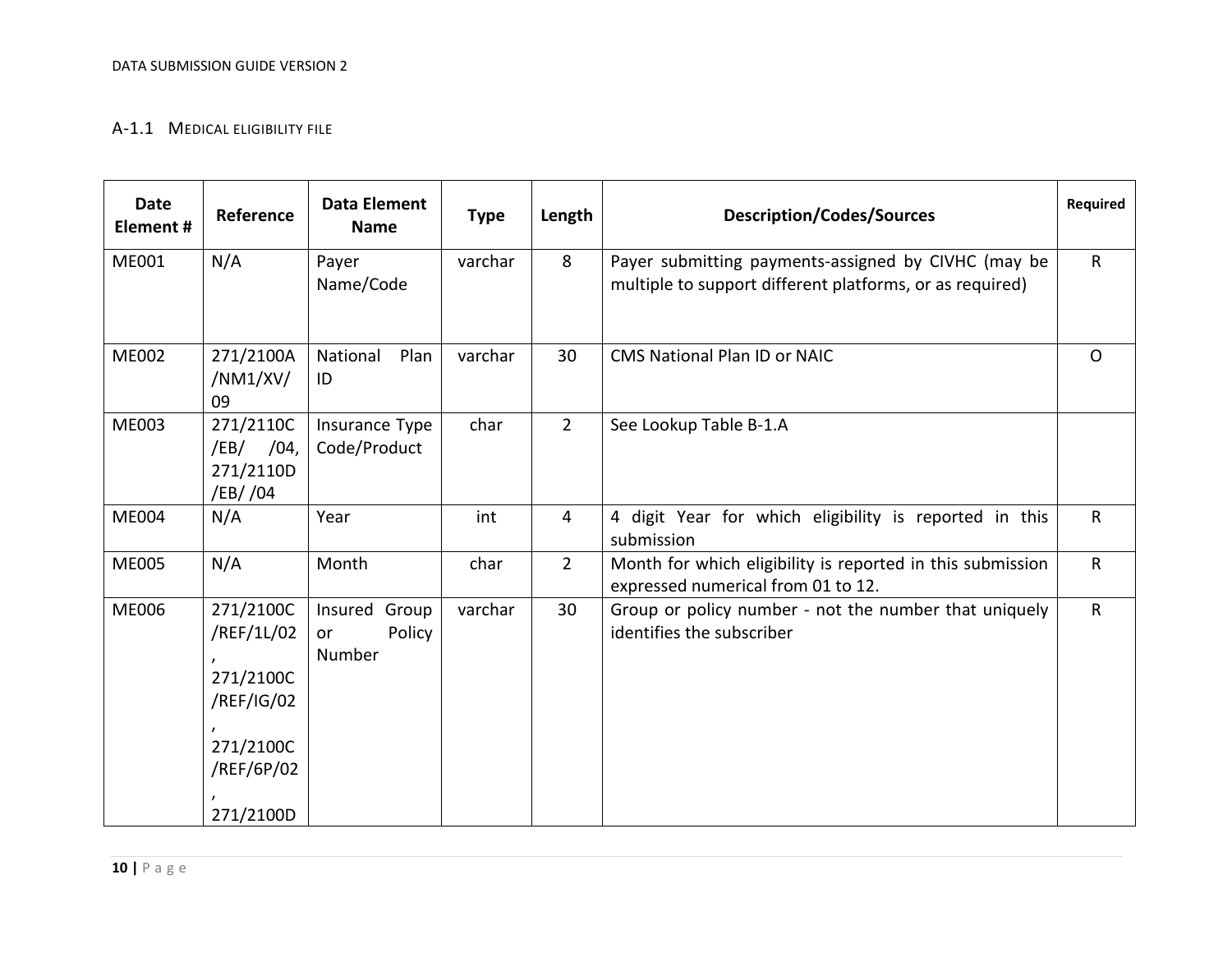### A-1.1 Medical eligibility file

| Date Element # | Reference | Data Element Name | Type | Length | Description/Codes/Sources | Required |
|---|---|---|---|---|---|---|
| ME001 | N/A | Payer Name/Code | varchar | 8 | Payer submitting payments-assigned by CIVHC (may be multiple to support different platforms, or as required) | R |
| ME002 | 271/2100A /NM1/XV/ 09 | National Plan ID | varchar | 30 | CMS National Plan ID or NAIC | O |
| ME003 | 271/2110C /EB/ /04, 271/2110D /EB/ /04 | Insurance Type Code/Product | char | 2 | See Lookup Table B-1.A | |
| ME004 | N/A | Year | int | 4 | 4 digit Year for which eligibility is reported in this submission | R |
| ME005 | N/A | Month | char | 2 | Month for which eligibility is reported in this submission expressed numerical from 01 to 12. | R |
| ME006 | 271/2100C /REF/1L/02 , 271/2100C /REF/IG/02 , 271/2100C /REF/6P/02 , 271/2100D | Insured Group or Policy Number | varchar | 30 | Group or policy number - not the number that uniquely identifies the subscriber | R |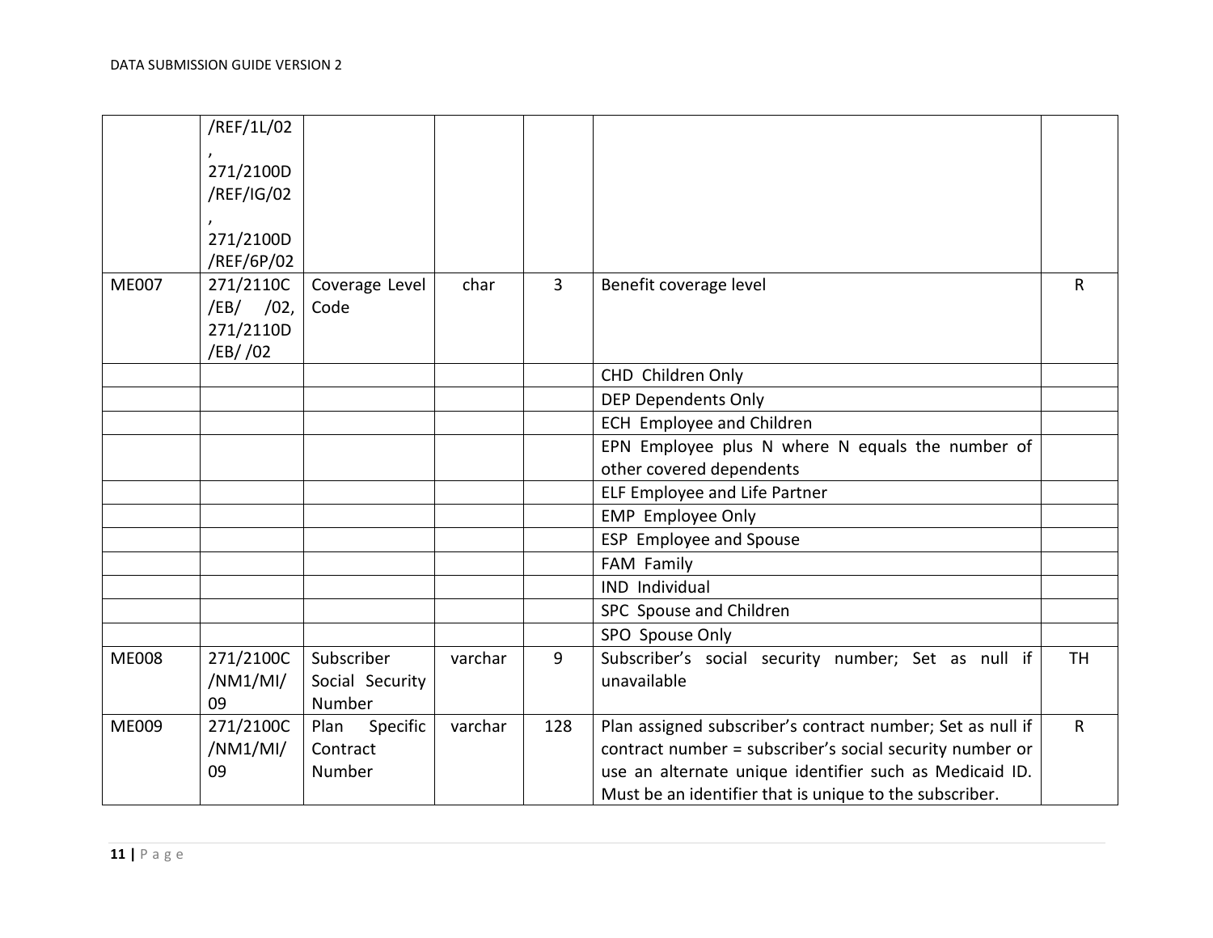| | | | | | | |
|---|---|---|---|---|---|---|
| | /REF/1L/02, 271/2100D/REF/IG/02, 271/2100D/REF/6P/02 | | | | | |
| ME007 | 271/2110C/EB/ /02, 271/2110D/EB/ /02 | Coverage Level Code | char | 3 | Benefit coverage level | R |
| | | | | | CHD Children Only | |
| | | | | | DEP Dependents Only | |
| | | | | | ECH Employee and Children | |
| | | | | | EPN Employee plus N where N equals the number of other covered dependents | |
| | | | | | ELF Employee and Life Partner | |
| | | | | | EMP Employee Only | |
| | | | | | ESP Employee and Spouse | |
| | | | | | FAM Family | |
| | | | | | IND Individual | |
| | | | | | SPC Spouse and Children | |
| | | | | | SPO Spouse Only | |
| ME008 | 271/2100C/NM1/MI/09 | Subscriber Social Security Number | varchar | 9 | Subscriber's social security number; Set as null if unavailable | TH |
| ME009 | 271/2100C/NM1/MI/09 | Plan Specific Contract Number | varchar | 128 | Plan assigned subscriber's contract number; Set as null if contract number = subscriber's social security number or use an alternate unique identifier such as Medicaid ID. Must be an identifier that is unique to the subscriber. | R |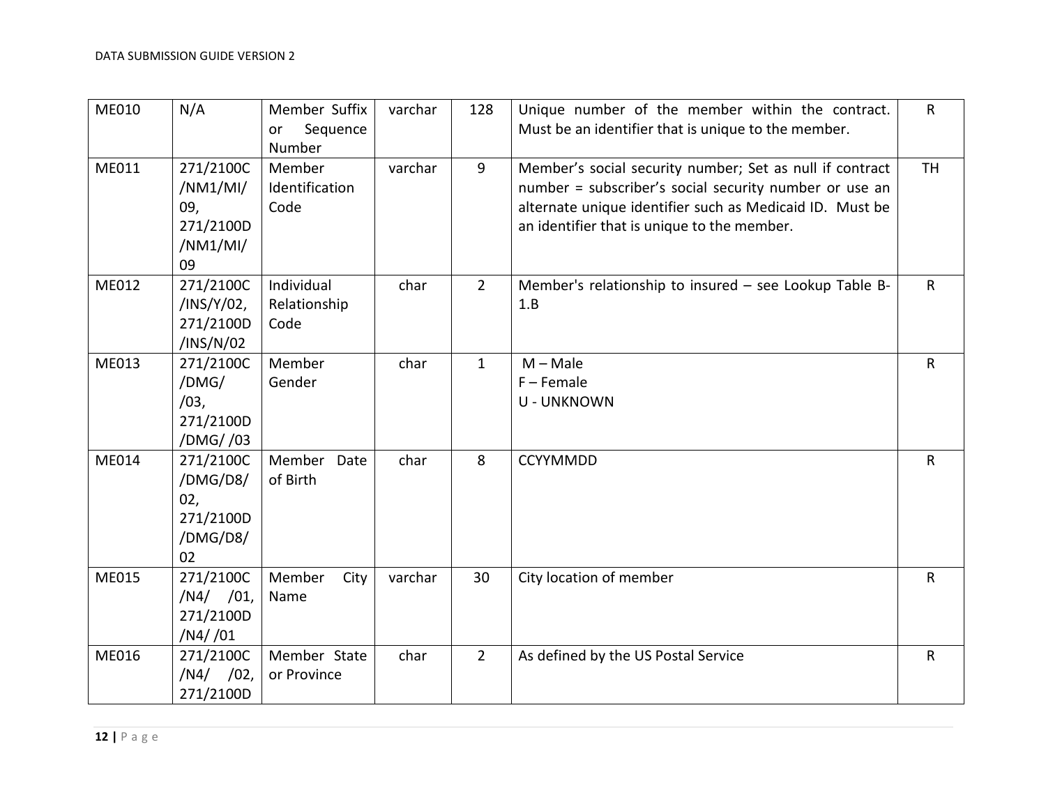| ME010 | N/A | Member Suffix or Sequence Number | varchar | 128 | Unique number of the member within the contract. Must be an identifier that is unique to the member. | R |
|---|---|---|---|---|---|---|
| ME011 | 271/2100C/NM1/MI/09, 271/2100D/NM1/MI/09 | Member Identification Code | varchar | 9 | Member's social security number; Set as null if contract number = subscriber's social security number or use an alternate unique identifier such as Medicaid ID. Must be an identifier that is unique to the member. | TH |
| ME012 | 271/2100C/INS/Y/02, 271/2100D/INS/N/02 | Individual Relationship Code | char | 2 | Member's relationship to insured – see Lookup Table B-1.B | R |
| ME013 | 271/2100C/DMG/ /03, 271/2100D/DMG/ /03 | Member Gender | char | 1 | M – Male<br>F – Female<br>U - UNKNOWN | R |
| ME014 | 271/2100C/DMG/D8/02, 271/2100D/DMG/D8/02 | Member Date of Birth | char | 8 | CCYYMMDD | R |
| ME015 | 271/2100C/N4/ /01, 271/2100D/N4/ /01 | Member City Name | varchar | 30 | City location of member | R |
| ME016 | 271/2100C/N4/ /02, 271/2100D | Member State or Province | char | 2 | As defined by the US Postal Service | R |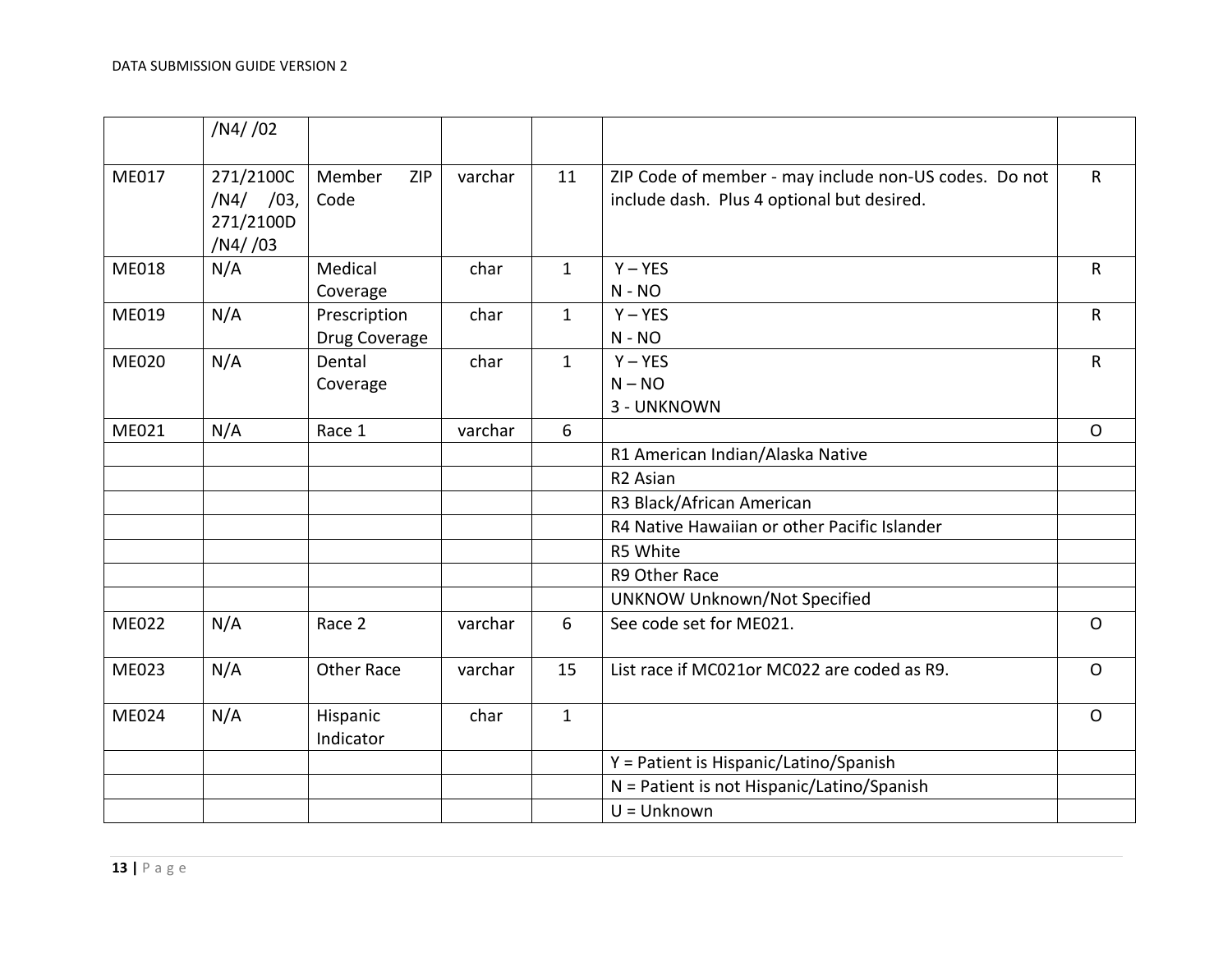| | /N4/ /02 | | | | | |
|---|---|---|---|---|---|---|
| ME017 | 271/2100C /N4/ /03, 271/2100D /N4/ /03 | Member ZIP Code | varchar | 11 | ZIP Code of member - may include non-US codes. Do not include dash. Plus 4 optional but desired. | R |
| ME018 | N/A | Medical Coverage | char | 1 | Y – YES<br>N - NO | R |
| ME019 | N/A | Prescription Drug Coverage | char | 1 | Y – YES<br>N - NO | R |
| ME020 | N/A | Dental Coverage | char | 1 | Y – YES<br>N – NO<br>3 - UNKNOWN | R |
| ME021 | N/A | Race 1 | varchar | 6 | | O |
| | | | | | R1 American Indian/Alaska Native | |
| | | | | | R2 Asian | |
| | | | | | R3 Black/African American | |
| | | | | | R4 Native Hawaiian or other Pacific Islander | |
| | | | | | R5 White | |
| | | | | | R9 Other Race | |
| | | | | | UNKNOW Unknown/Not Specified | |
| ME022 | N/A | Race 2 | varchar | 6 | See code set for ME021. | O |
| ME023 | N/A | Other Race | varchar | 15 | List race if MC021or MC022 are coded as R9. | O |
| ME024 | N/A | Hispanic Indicator | char | 1 | | O |
| | | | | | Y = Patient is Hispanic/Latino/Spanish | |
| | | | | | N = Patient is not Hispanic/Latino/Spanish | |
| | | | | | U = Unknown | |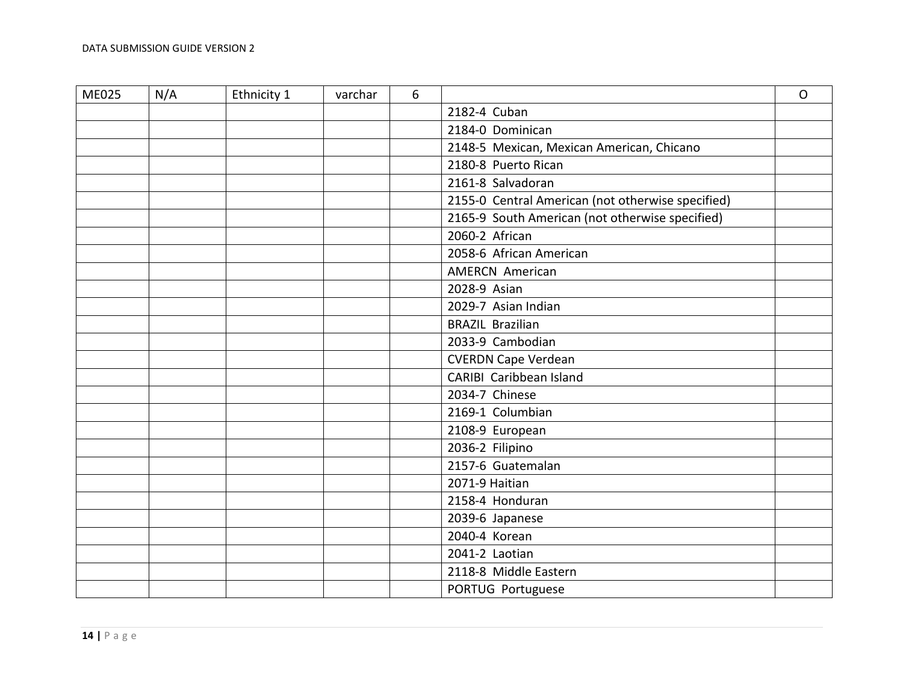| ME025 | N/A | Ethnicity 1 | varchar | 6 | | O |
|---|---|---|---|---|---|---|
| | | | | | 2182-4 Cuban | |
| | | | | | 2184-0 Dominican | |
| | | | | | 2148-5 Mexican, Mexican American, Chicano | |
| | | | | | 2180-8 Puerto Rican | |
| | | | | | 2161-8 Salvadoran | |
| | | | | | 2155-0 Central American (not otherwise specified) | |
| | | | | | 2165-9 South American (not otherwise specified) | |
| | | | | | 2060-2 African | |
| | | | | | 2058-6 African American | |
| | | | | | AMERCN American | |
| | | | | | 2028-9 Asian | |
| | | | | | 2029-7 Asian Indian | |
| | | | | | BRAZIL Brazilian | |
| | | | | | 2033-9 Cambodian | |
| | | | | | CVERDN Cape Verdean | |
| | | | | | CARIBI Caribbean Island | |
| | | | | | 2034-7 Chinese | |
| | | | | | 2169-1 Columbian | |
| | | | | | 2108-9 European | |
| | | | | | 2036-2 Filipino | |
| | | | | | 2157-6 Guatemalan | |
| | | | | | 2071-9 Haitian | |
| | | | | | 2158-4 Honduran | |
| | | | | | 2039-6 Japanese | |
| | | | | | 2040-4 Korean | |
| | | | | | 2041-2 Laotian | |
| | | | | | 2118-8 Middle Eastern | |
| | | | | | PORTUG Portuguese | |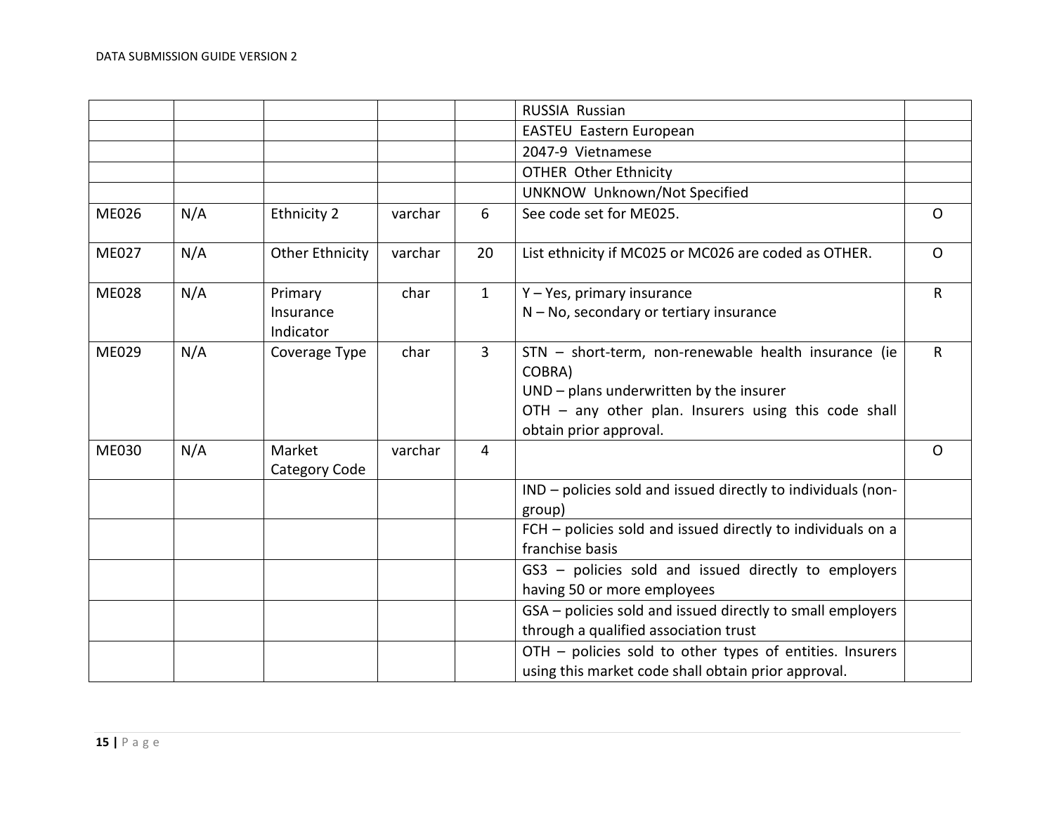| | | | | | | |
|---|---|---|---|---|---|---|
| | | | | | RUSSIA  Russian | |
| | | | | | EASTEU  Eastern European | |
| | | | | | 2047-9  Vietnamese | |
| | | | | | OTHER  Other Ethnicity | |
| | | | | | UNKNOW  Unknown/Not Specified | |
| ME026 | N/A | Ethnicity 2 | varchar | 6 | See code set for ME025. | O |
| ME027 | N/A | Other Ethnicity | varchar | 20 | List ethnicity if MC025 or MC026 are coded as OTHER. | O |
| ME028 | N/A | Primary Insurance Indicator | char | 1 | Y – Yes, primary insurance<br>N – No, secondary or tertiary insurance | R |
| ME029 | N/A | Coverage Type | char | 3 | STN – short-term, non-renewable health insurance (ie COBRA)<br>UND – plans underwritten by the insurer<br>OTH – any other plan. Insurers using this code shall obtain prior approval. | R |
| ME030 | N/A | Market Category Code | varchar | 4 | | O |
| | | | | | IND – policies sold and issued directly to individuals (non-group) | |
| | | | | | FCH – policies sold and issued directly to individuals on a franchise basis | |
| | | | | | GS3 – policies sold and issued directly to employers having 50 or more employees | |
| | | | | | GSA – policies sold and issued directly to small employers through a qualified association trust | |
| | | | | | OTH – policies sold to other types of entities. Insurers using this market code shall obtain prior approval. | |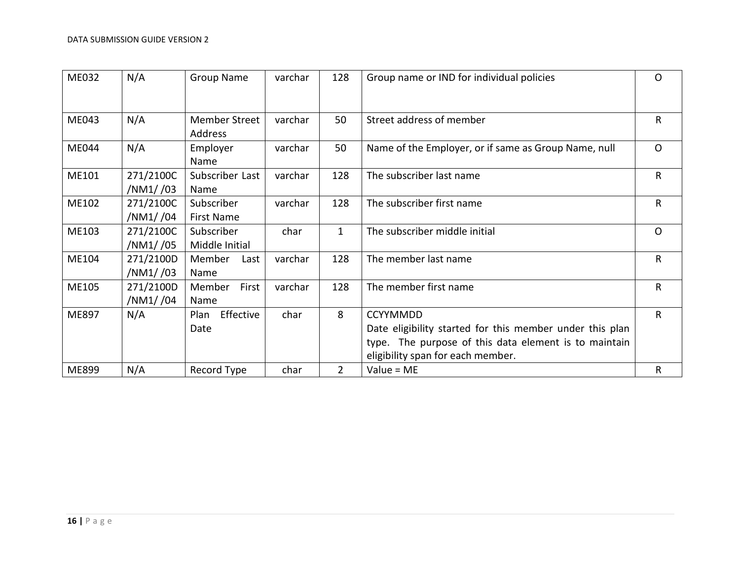| ME032 | N/A | Group Name | varchar | 128 | Group name or IND for individual policies | O |
|---|---|---|---|---|---|---|
| ME043 | N/A | Member Street Address | varchar | 50 | Street address of member | R |
| ME044 | N/A | Employer Name | varchar | 50 | Name of the Employer, or if same as Group Name, null | O |
| ME101 | 271/2100C /NM1/ /03 | Subscriber Last Name | varchar | 128 | The subscriber last name | R |
| ME102 | 271/2100C /NM1/ /04 | Subscriber First Name | varchar | 128 | The subscriber first name | R |
| ME103 | 271/2100C /NM1/ /05 | Subscriber Middle Initial | char | 1 | The subscriber middle initial | O |
| ME104 | 271/2100D /NM1/ /03 | Member Last Name | varchar | 128 | The member last name | R |
| ME105 | 271/2100D /NM1/ /04 | Member First Name | varchar | 128 | The member first name | R |
| ME897 | N/A | Plan Effective Date | char | 8 | CCYYMMDD<br>Date eligibility started for this member under this plan type. The purpose of this data element is to maintain eligibility span for each member. | R |
| ME899 | N/A | Record Type | char | 2 | Value = ME | R |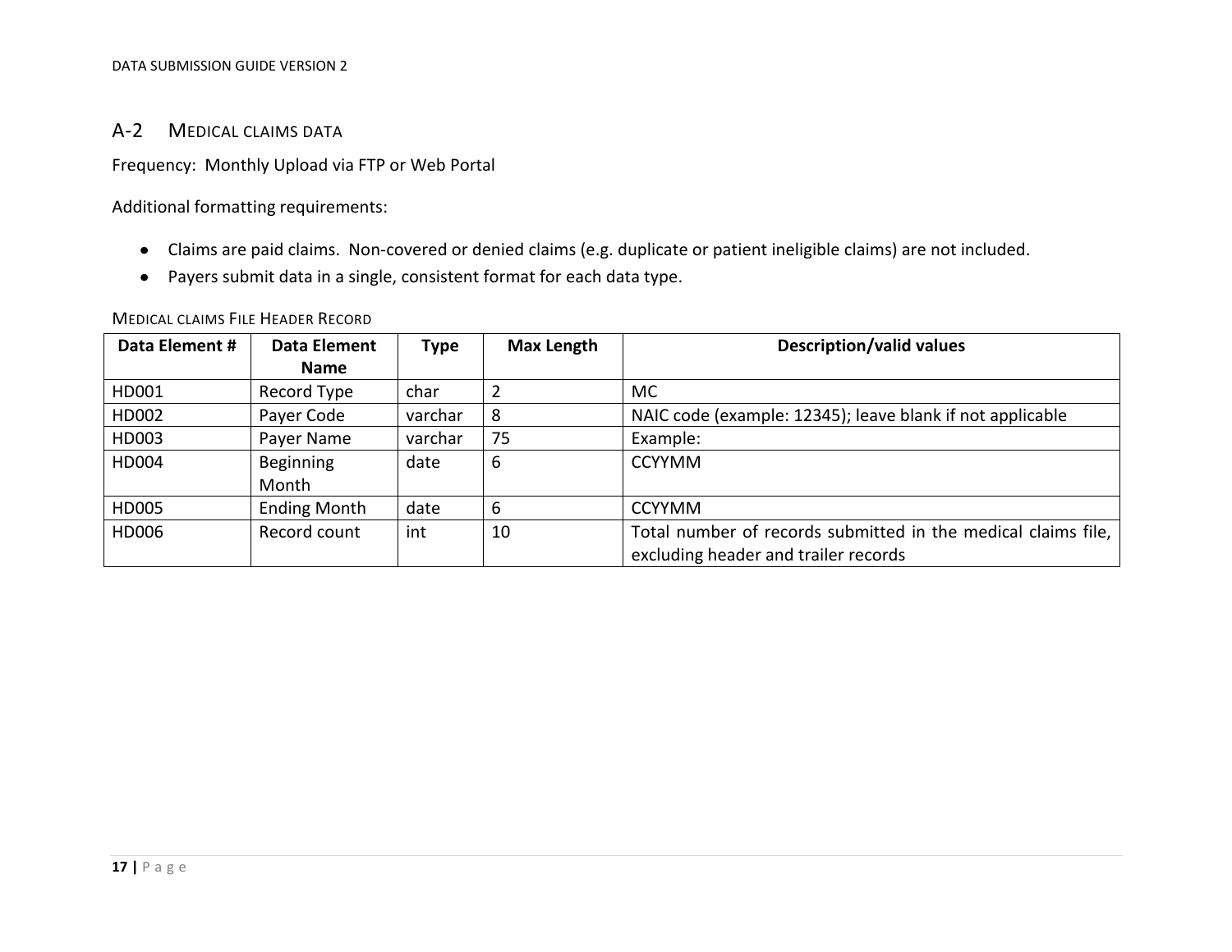## A-2 Medical claims data

Frequency: Monthly Upload via FTP or Web Portal

Additional formatting requirements:

- Claims are paid claims. Non-covered or denied claims (e.g. duplicate or patient ineligible claims) are not included.
- Payers submit data in a single, consistent format for each data type.

Medical claims File Header Record

| Data Element # | Data Element Name | Type | Max Length | Description/valid values |
|---|---|---|---|---|
| HD001 | Record Type | char | 2 | MC |
| HD002 | Payer Code | varchar | 8 | NAIC code (example: 12345); leave blank if not applicable |
| HD003 | Payer Name | varchar | 75 | Example: |
| HD004 | Beginning Month | date | 6 | CCYYMM |
| HD005 | Ending Month | date | 6 | CCYYMM |
| HD006 | Record count | int | 10 | Total number of records submitted in the medical claims file, excluding header and trailer records |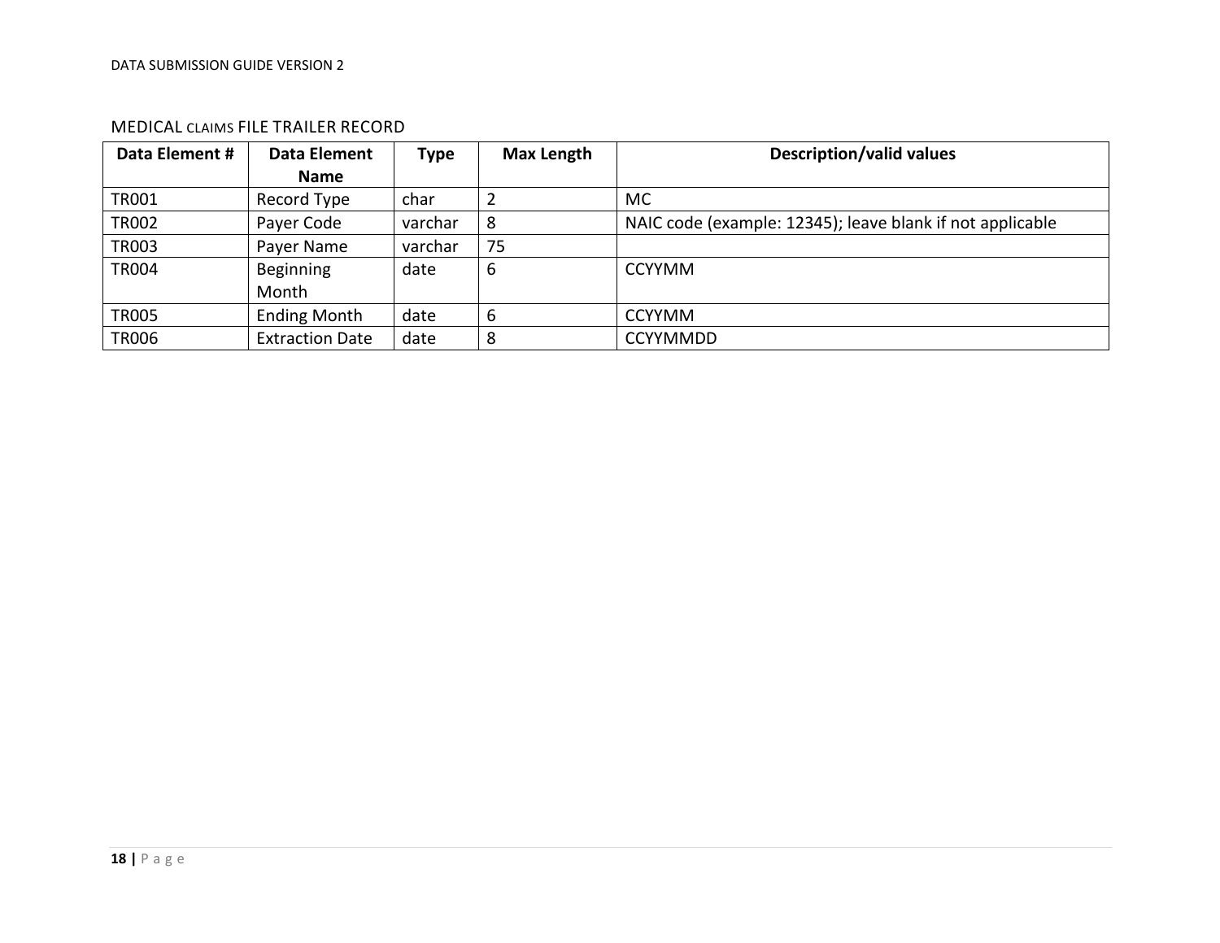## MEDICAL CLAIMS FILE TRAILER RECORD

| Data Element # | Data Element Name | Type | Max Length | Description/valid values |
|---|---|---|---|---|
| TR001 | Record Type | char | 2 | MC |
| TR002 | Payer Code | varchar | 8 | NAIC code (example: 12345); leave blank if not applicable |
| TR003 | Payer Name | varchar | 75 | |
| TR004 | Beginning Month | date | 6 | CCYYMM |
| TR005 | Ending Month | date | 6 | CCYYMM |
| TR006 | Extraction Date | date | 8 | CCYYMMDD |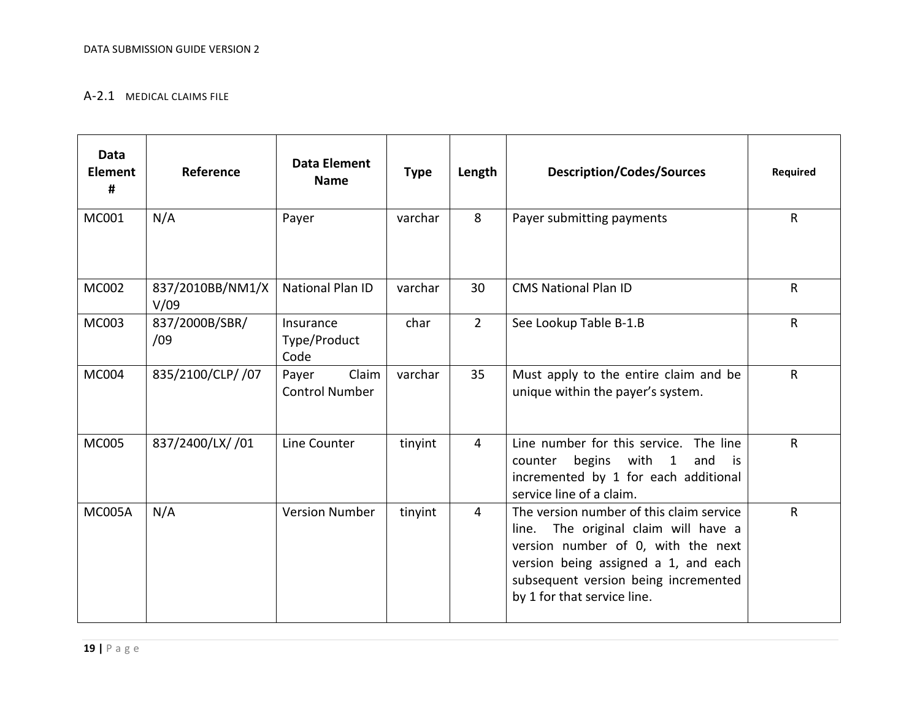## A-2.1 MEDICAL CLAIMS FILE

| Data Element # | Reference | Data Element Name | Type | Length | Description/Codes/Sources | Required |
|---|---|---|---|---|---|---|
| MC001 | N/A | Payer | varchar | 8 | Payer submitting payments | R |
| MC002 | 837/2010BB/NM1/XV/09 | National Plan ID | varchar | 30 | CMS National Plan ID | R |
| MC003 | 837/2000B/SBR/ /09 | Insurance Type/Product Code | char | 2 | See Lookup Table B-1.B | R |
| MC004 | 835/2100/CLP/ /07 | Payer Claim Control Number | varchar | 35 | Must apply to the entire claim and be unique within the payer's system. | R |
| MC005 | 837/2400/LX/ /01 | Line Counter | tinyint | 4 | Line number for this service. The line counter begins with 1 and is incremented by 1 for each additional service line of a claim. | R |
| MC005A | N/A | Version Number | tinyint | 4 | The version number of this claim service line. The original claim will have a version number of 0, with the next version being assigned a 1, and each subsequent version being incremented by 1 for that service line. | R |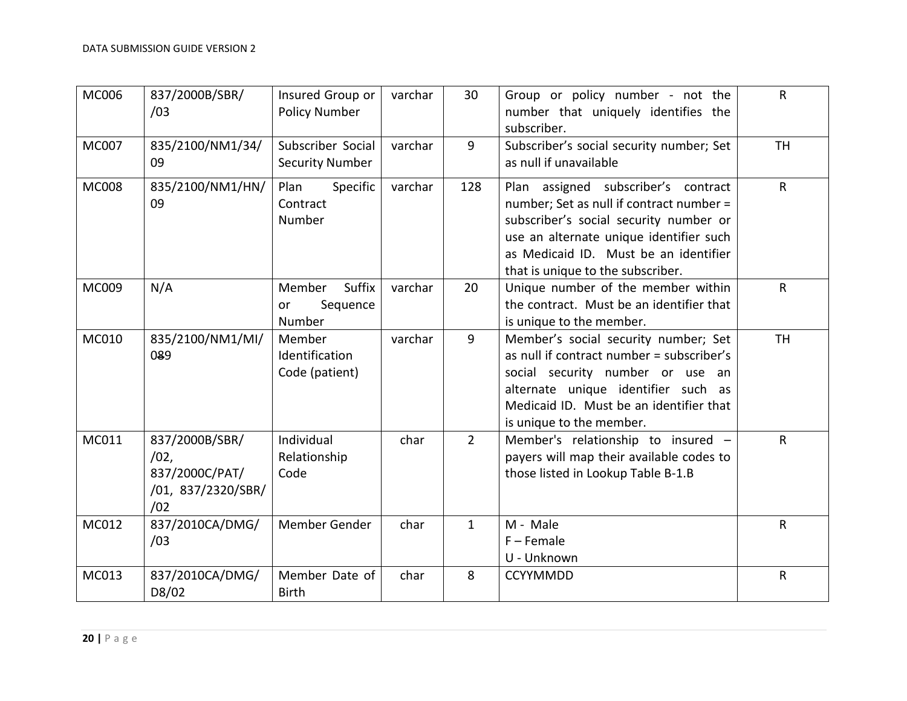| MC006 | 837/2000B/SBR/ /03 | Insured Group or Policy Number | varchar | 30 | Group or policy number - not the number that uniquely identifies the subscriber. | R |
|---|---|---|---|---|---|---|
| MC007 | 835/2100/NM1/34/ 09 | Subscriber Social Security Number | varchar | 9 | Subscriber's social security number; Set as null if unavailable | TH |
| MC008 | 835/2100/NM1/HN/ 09 | Plan Specific Contract Number | varchar | 128 | Plan assigned subscriber's contract number; Set as null if contract number = subscriber's social security number or use an alternate unique identifier such as Medicaid ID. Must be an identifier that is unique to the subscriber. | R |
| MC009 | N/A | Member Suffix or Sequence Number | varchar | 20 | Unique number of the member within the contract. Must be an identifier that is unique to the member. | R |
| MC010 | 835/2100/NM1/MI/ 0~~8~~9 | Member Identification Code (patient) | varchar | 9 | Member's social security number; Set as null if contract number = subscriber's social security number or use an alternate unique identifier such as Medicaid ID. Must be an identifier that is unique to the member. | TH |
| MC011 | 837/2000B/SBR/ /02, 837/2000C/PAT/ /01, 837/2320/SBR/ /02 | Individual Relationship Code | char | 2 | Member's relationship to insured – payers will map their available codes to those listed in Lookup Table B-1.B | R |
| MC012 | 837/2010CA/DMG/ /03 | Member Gender | char | 1 | M - Male<br>F – Female<br>U - Unknown | R |
| MC013 | 837/2010CA/DMG/ D8/02 | Member Date of Birth | char | 8 | CCYYMMDD | R |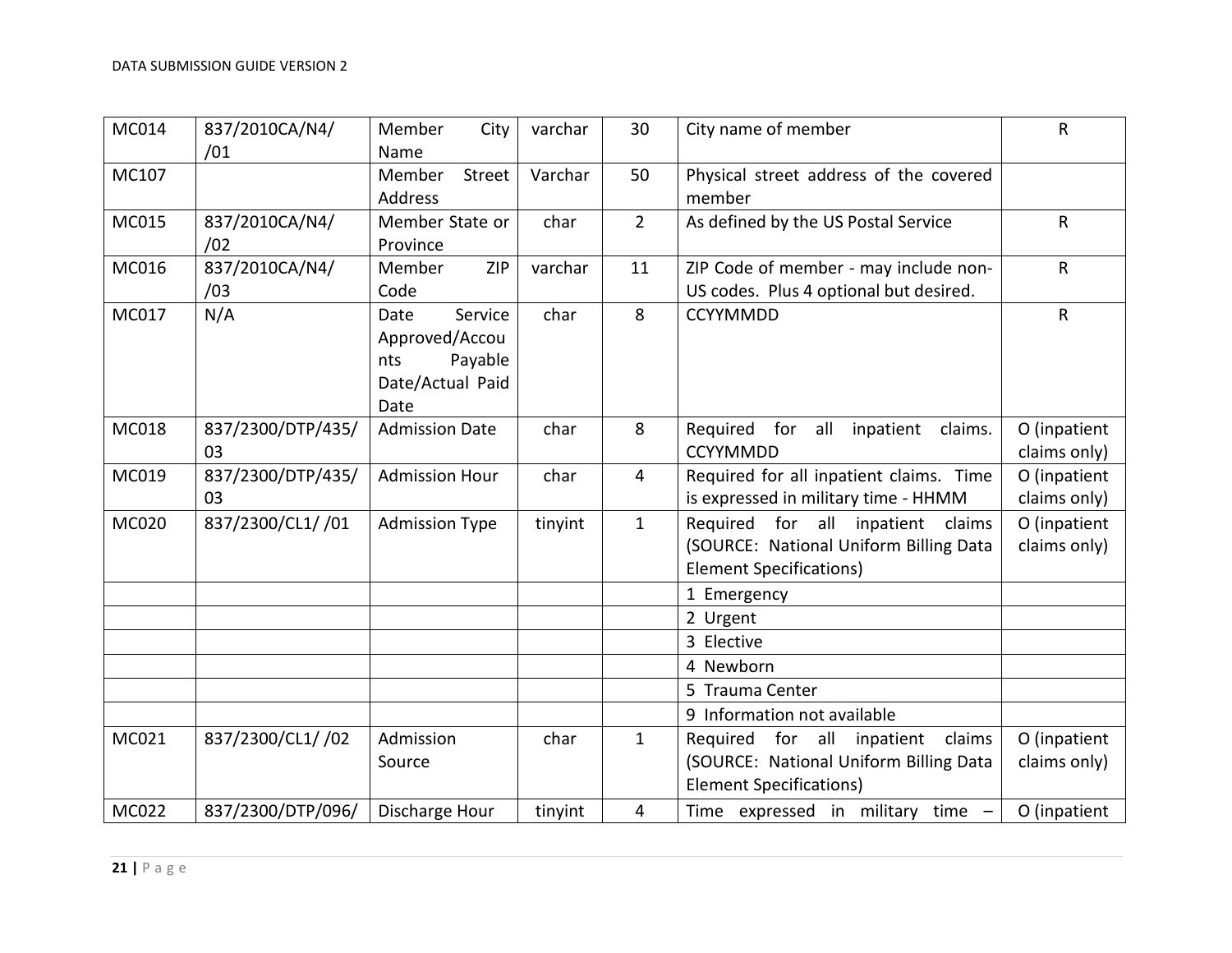| MC014 | 837/2010CA/N4/ /01 | Member City Name | varchar | 30 | City name of member | R |
|---|---|---|---|---|---|---|
| MC107 | | Member Street Address | Varchar | 50 | Physical street address of the covered member | |
| MC015 | 837/2010CA/N4/ /02 | Member State or Province | char | 2 | As defined by the US Postal Service | R |
| MC016 | 837/2010CA/N4/ /03 | Member ZIP Code | varchar | 11 | ZIP Code of member - may include non-US codes. Plus 4 optional but desired. | R |
| MC017 | N/A | Date Service Approved/Accounts Payable Date/Actual Paid Date | char | 8 | CCYYMMDD | R |
| MC018 | 837/2300/DTP/435/ 03 | Admission Date | char | 8 | Required for all inpatient claims. CCYYMMDD | O (inpatient claims only) |
| MC019 | 837/2300/DTP/435/ 03 | Admission Hour | char | 4 | Required for all inpatient claims. Time is expressed in military time - HHMM | O (inpatient claims only) |
| MC020 | 837/2300/CL1/ /01 | Admission Type | tinyint | 1 | Required for all inpatient claims (SOURCE: National Uniform Billing Data Element Specifications) | O (inpatient claims only) |
| | | | | | 1 Emergency | |
| | | | | | 2 Urgent | |
| | | | | | 3 Elective | |
| | | | | | 4 Newborn | |
| | | | | | 5 Trauma Center | |
| | | | | | 9 Information not available | |
| MC021 | 837/2300/CL1/ /02 | Admission Source | char | 1 | Required for all inpatient claims (SOURCE: National Uniform Billing Data Element Specifications) | O (inpatient claims only) |
| MC022 | 837/2300/DTP/096/ | Discharge Hour | tinyint | 4 | Time expressed in military time – | O (inpatient |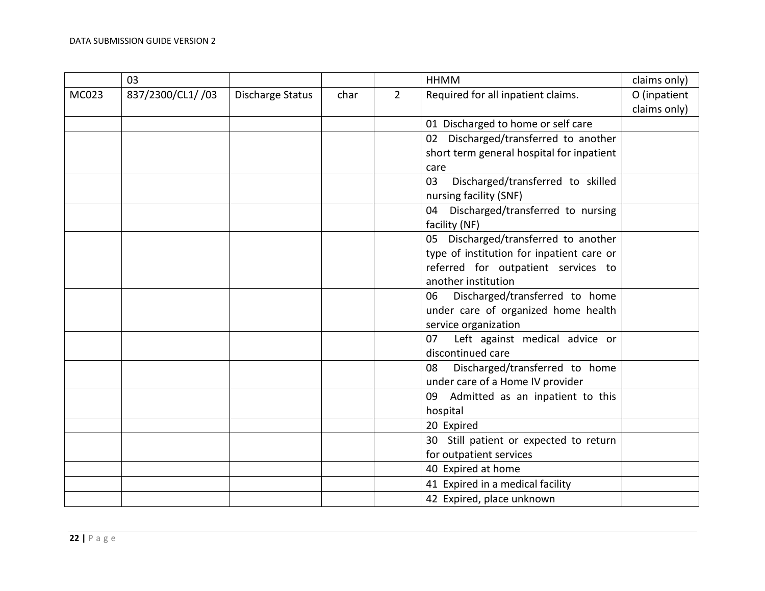| | 03 | | | | HHMM | claims only) |
|---|---|---|---|---|---|---|
| MC023 | 837/2300/CL1/ /03 | Discharge Status | char | 2 | Required for all inpatient claims. | O (inpatient claims only) |
| | | | | | 01 Discharged to home or self care | |
| | | | | | 02 Discharged/transferred to another short term general hospital for inpatient care | |
| | | | | | 03 Discharged/transferred to skilled nursing facility (SNF) | |
| | | | | | 04 Discharged/transferred to nursing facility (NF) | |
| | | | | | 05 Discharged/transferred to another type of institution for inpatient care or referred for outpatient services to another institution | |
| | | | | | 06 Discharged/transferred to home under care of organized home health service organization | |
| | | | | | 07 Left against medical advice or discontinued care | |
| | | | | | 08 Discharged/transferred to home under care of a Home IV provider | |
| | | | | | 09 Admitted as an inpatient to this hospital | |
| | | | | | 20 Expired | |
| | | | | | 30 Still patient or expected to return for outpatient services | |
| | | | | | 40 Expired at home | |
| | | | | | 41 Expired in a medical facility | |
| | | | | | 42 Expired, place unknown | |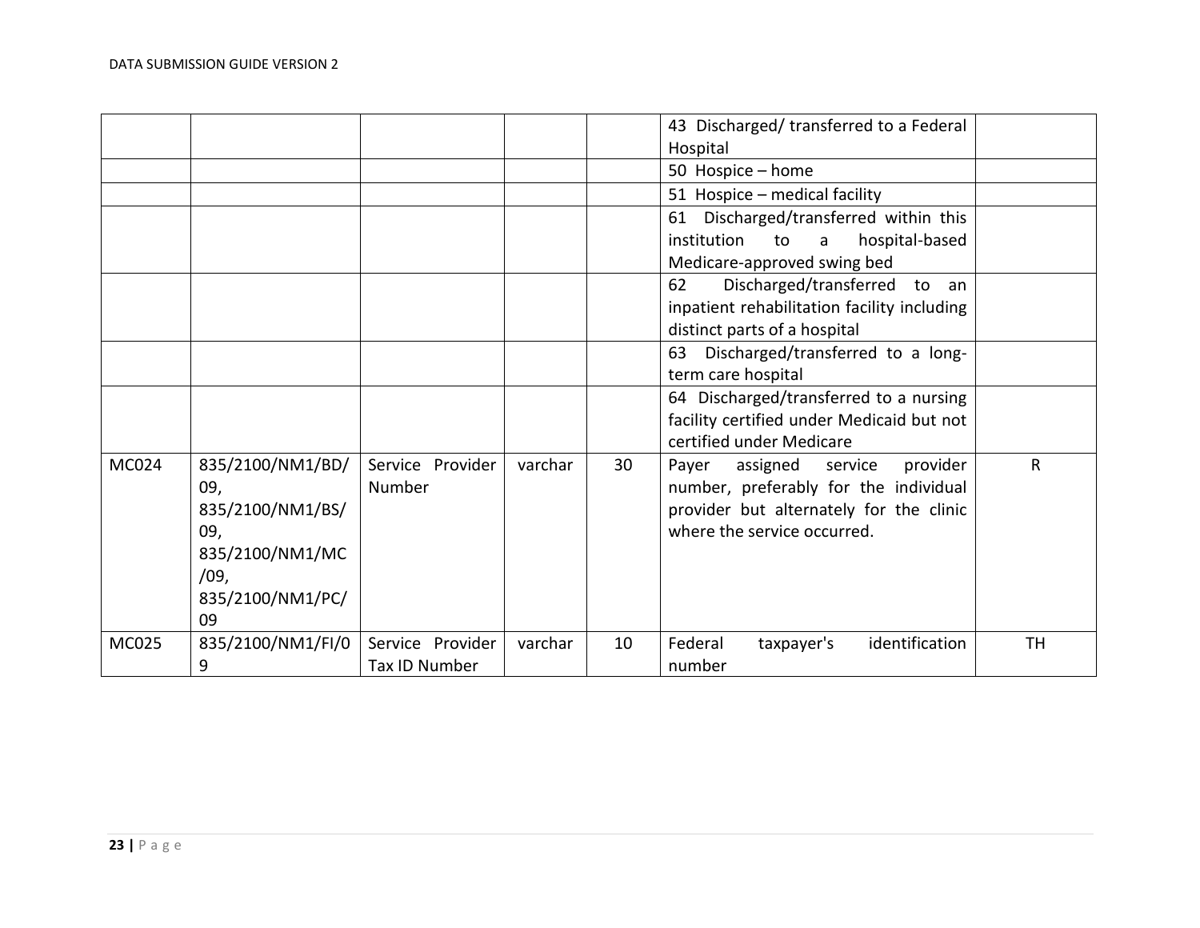| | | | | | | |
|---|---|---|---|---|---|---|
| | | | | | 43 Discharged/ transferred to a Federal Hospital | |
| | | | | | 50 Hospice – home | |
| | | | | | 51 Hospice – medical facility | |
| | | | | | 61 Discharged/transferred within this institution to a hospital-based Medicare-approved swing bed | |
| | | | | | 62 Discharged/transferred to an inpatient rehabilitation facility including distinct parts of a hospital | |
| | | | | | 63 Discharged/transferred to a long-term care hospital | |
| | | | | | 64 Discharged/transferred to a nursing facility certified under Medicaid but not certified under Medicare | |
| MC024 | 835/2100/NM1/BD/09, 835/2100/NM1/BS/09, 835/2100/NM1/MC/09, 835/2100/NM1/PC/09 | Service Provider Number | varchar | 30 | Payer assigned service provider number, preferably for the individual provider but alternately for the clinic where the service occurred. | R |
| MC025 | 835/2100/NM1/FI/09 | Service Provider Tax ID Number | varchar | 10 | Federal taxpayer's identification number | TH |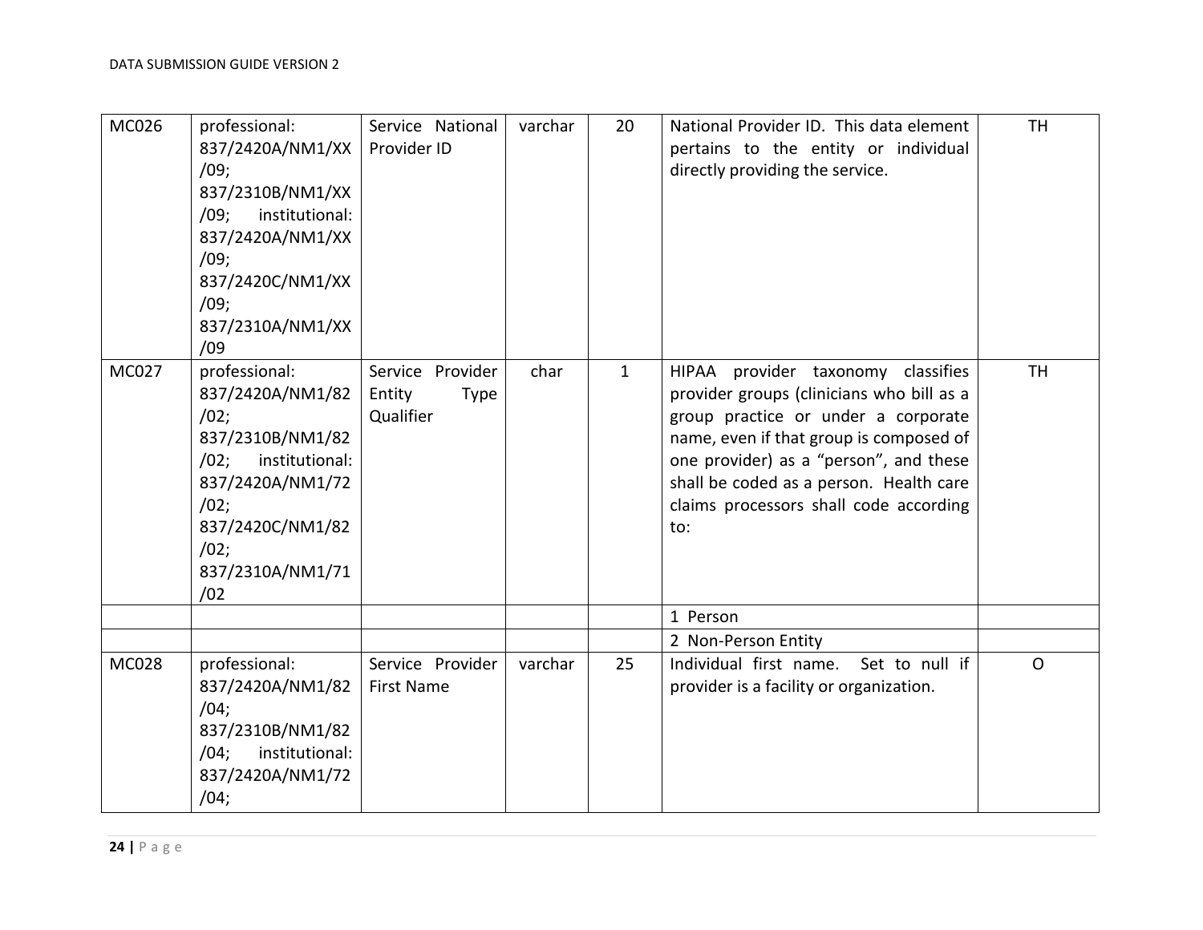| MC026 | professional: 837/2420A/NM1/XX/09; 837/2310B/NM1/XX/09; institutional: 837/2420A/NM1/XX/09; 837/2420C/NM1/XX/09; 837/2310A/NM1/XX/09 | Service National Provider ID | varchar | 20 | National Provider ID. This data element pertains to the entity or individual directly providing the service. | TH |
|---|---|---|---|---|---|---|
| MC027 | professional: 837/2420A/NM1/82/02; 837/2310B/NM1/82/02; institutional: 837/2420A/NM1/72/02; 837/2420C/NM1/82/02; 837/2310A/NM1/71/02 | Service Provider Entity Type Qualifier | char | 1 | HIPAA provider taxonomy classifies provider groups (clinicians who bill as a group practice or under a corporate name, even if that group is composed of one provider) as a “person”, and these shall be coded as a person. Health care claims processors shall code according to: | TH |
| | | | | | 1 Person | |
| | | | | | 2 Non-Person Entity | |
| MC028 | professional: 837/2420A/NM1/82/04; 837/2310B/NM1/82/04; institutional: 837/2420A/NM1/72/04; | Service Provider First Name | varchar | 25 | Individual first name. Set to null if provider is a facility or organization. | O |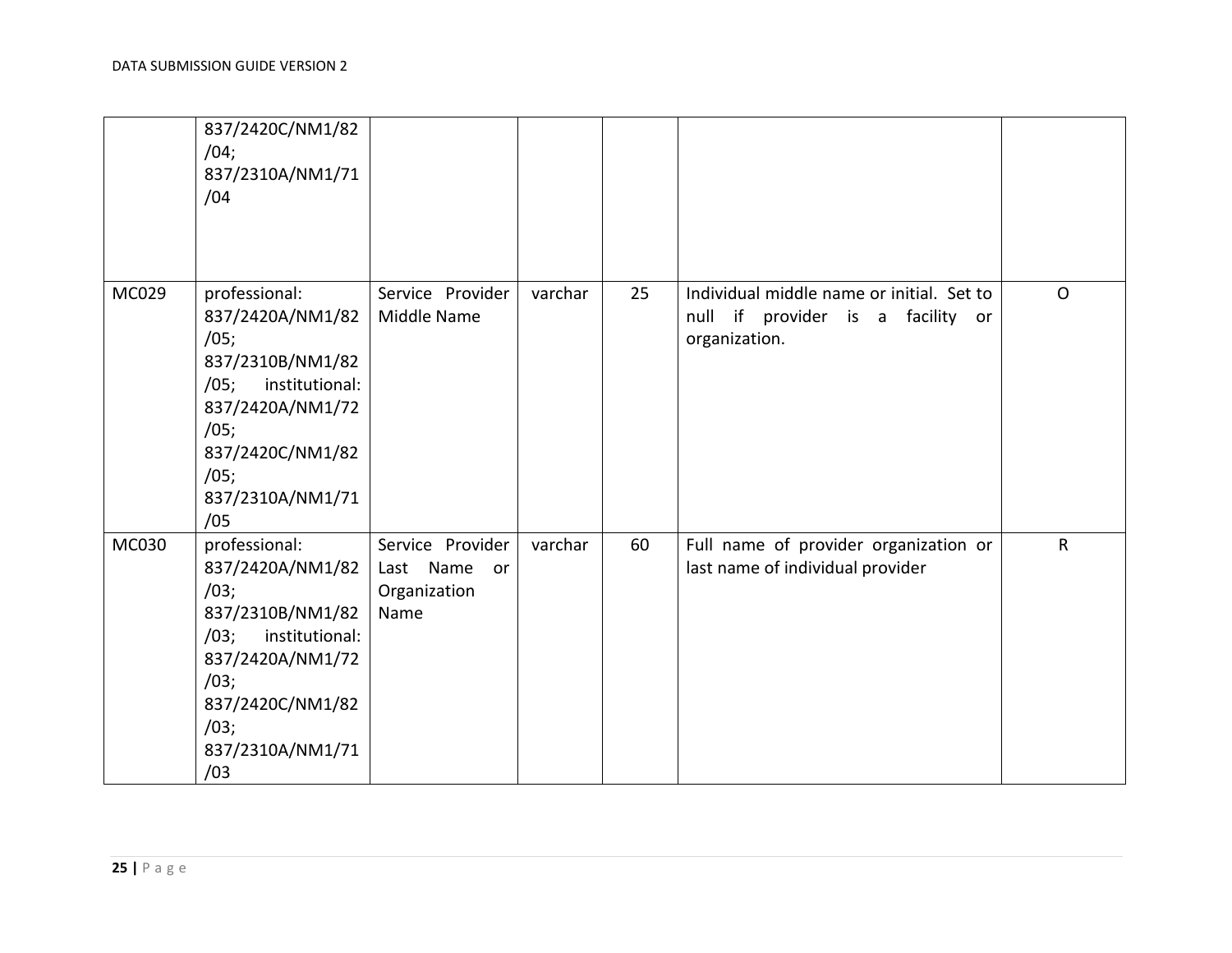| | | | | | | |
|---|---|---|---|---|---|---|
| | 837/2420C/NM1/82/04; 837/2310A/NM1/71/04 | | | | | |
| MC029 | professional: 837/2420A/NM1/82/05; 837/2310B/NM1/82/05; institutional: 837/2420A/NM1/72/05; 837/2420C/NM1/82/05; 837/2310A/NM1/71/05 | Service Provider Middle Name | varchar | 25 | Individual middle name or initial. Set to null if provider is a facility or organization. | O |
| MC030 | professional: 837/2420A/NM1/82/03; 837/2310B/NM1/82/03; institutional: 837/2420A/NM1/72/03; 837/2420C/NM1/82/03; 837/2310A/NM1/71/03 | Service Provider Last Name or Organization Name | varchar | 60 | Full name of provider organization or last name of individual provider | R |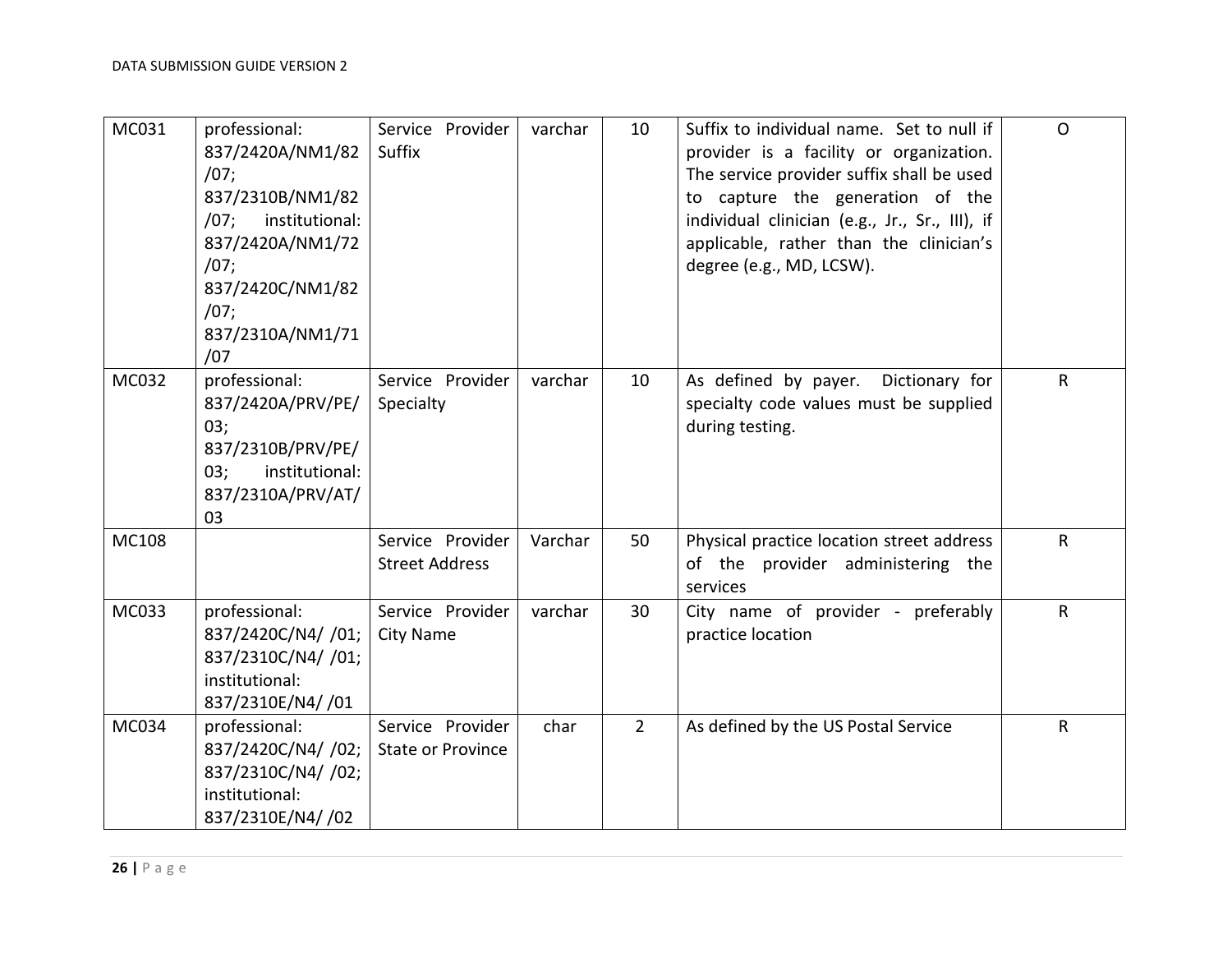| | | | | | | |
|---|---|---|---|---|---|---|
| MC031 | professional: 837/2420A/NM1/82/07; 837/2310B/NM1/82/07; institutional: 837/2420A/NM1/72/07; 837/2420C/NM1/82/07; 837/2310A/NM1/71/07 | Service Provider Suffix | varchar | 10 | Suffix to individual name. Set to null if provider is a facility or organization. The service provider suffix shall be used to capture the generation of the individual clinician (e.g., Jr., Sr., III), if applicable, rather than the clinician's degree (e.g., MD, LCSW). | O |
| MC032 | professional: 837/2420A/PRV/PE/03; 837/2310B/PRV/PE/03; institutional: 837/2310A/PRV/AT/03 | Service Provider Specialty | varchar | 10 | As defined by payer. Dictionary for specialty code values must be supplied during testing. | R |
| MC108 | | Service Provider Street Address | Varchar | 50 | Physical practice location street address of the provider administering the services | R |
| MC033 | professional: 837/2420C/N4/ /01; 837/2310C/N4/ /01; institutional: 837/2310E/N4/ /01 | Service Provider City Name | varchar | 30 | City name of provider - preferably practice location | R |
| MC034 | professional: 837/2420C/N4/ /02; 837/2310C/N4/ /02; institutional: 837/2310E/N4/ /02 | Service Provider State or Province | char | 2 | As defined by the US Postal Service | R |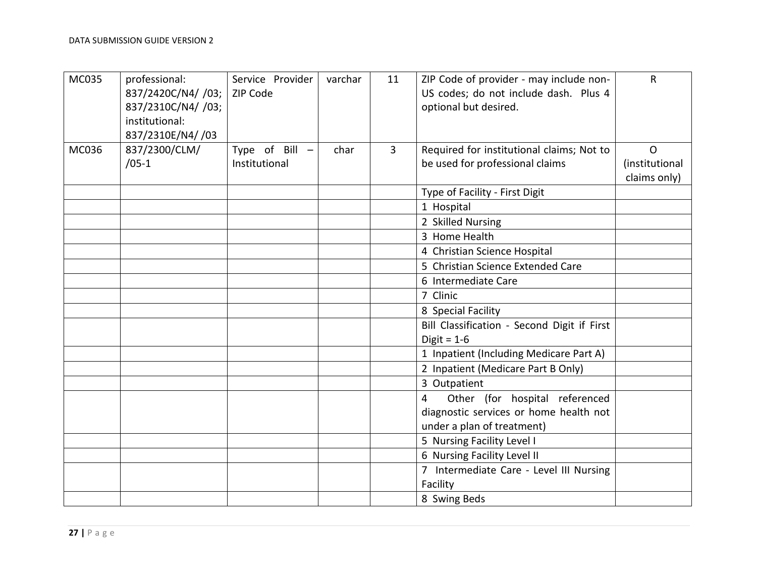| MC035 | professional: 837/2420C/N4/ /03; 837/2310C/N4/ /03; institutional: 837/2310E/N4/ /03 | Service Provider ZIP Code | varchar | 11 | ZIP Code of provider - may include non-US codes; do not include dash. Plus 4 optional but desired. | R |
|---|---|---|---|---|---|---|
| MC036 | 837/2300/CLM/ /05-1 | Type of Bill – Institutional | char | 3 | Required for institutional claims; Not to be used for professional claims | O (institutional claims only) |
| | | | | | Type of Facility - First Digit | |
| | | | | | 1 Hospital | |
| | | | | | 2 Skilled Nursing | |
| | | | | | 3 Home Health | |
| | | | | | 4 Christian Science Hospital | |
| | | | | | 5 Christian Science Extended Care | |
| | | | | | 6 Intermediate Care | |
| | | | | | 7 Clinic | |
| | | | | | 8 Special Facility | |
| | | | | | Bill Classification - Second Digit if First Digit = 1-6 | |
| | | | | | 1 Inpatient (Including Medicare Part A) | |
| | | | | | 2 Inpatient (Medicare Part B Only) | |
| | | | | | 3 Outpatient | |
| | | | | | 4 Other (for hospital referenced diagnostic services or home health not under a plan of treatment) | |
| | | | | | 5 Nursing Facility Level I | |
| | | | | | 6 Nursing Facility Level II | |
| | | | | | 7 Intermediate Care - Level III Nursing Facility | |
| | | | | | 8 Swing Beds | |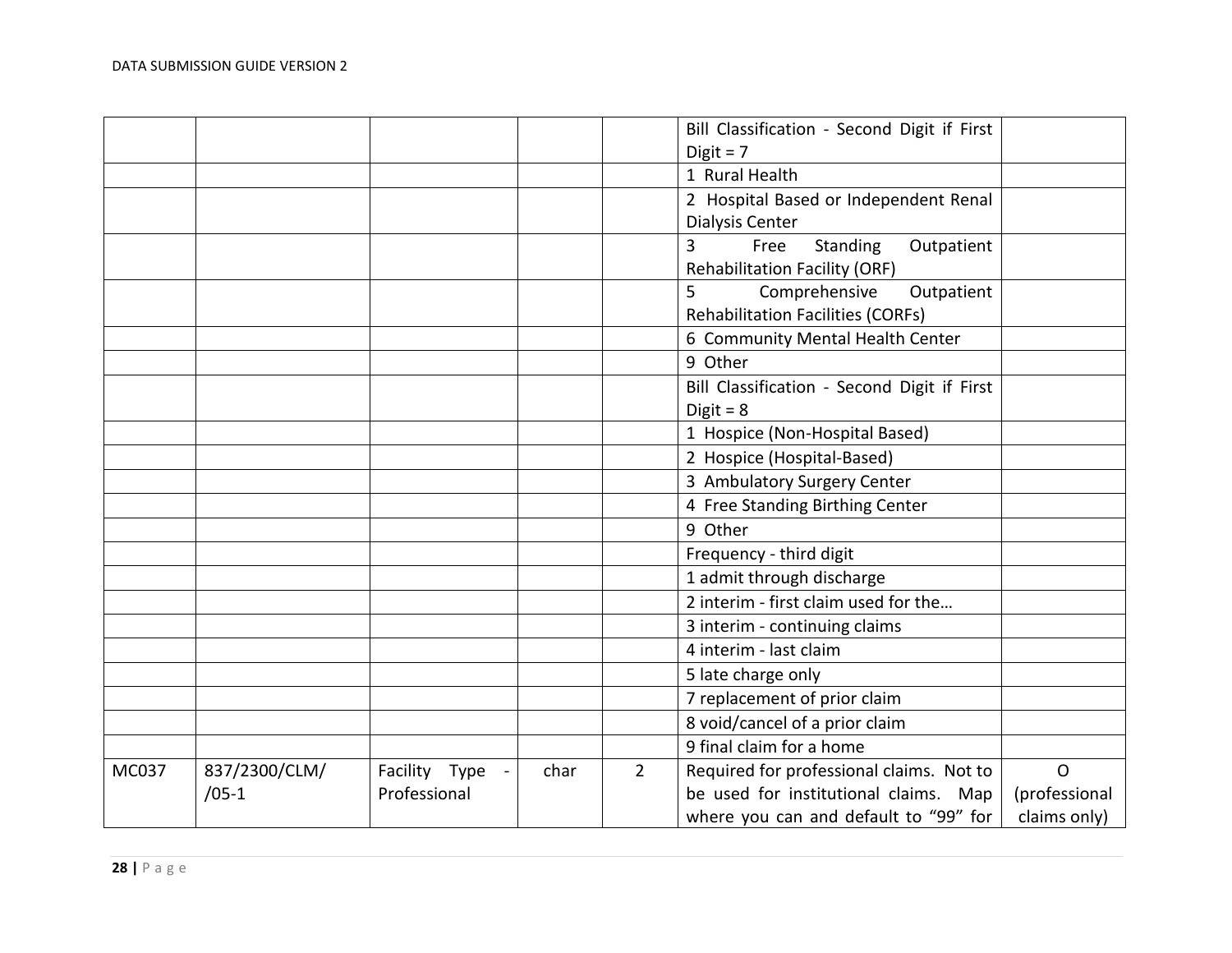| | | | | | | |
|---|---|---|---|---|---|---|
| | | | | | Bill Classification - Second Digit if First Digit = 7 | |
| | | | | | 1 Rural Health | |
| | | | | | 2 Hospital Based or Independent Renal Dialysis Center | |
| | | | | | 3 Free Standing Outpatient Rehabilitation Facility (ORF) | |
| | | | | | 5 Comprehensive Outpatient Rehabilitation Facilities (CORFs) | |
| | | | | | 6 Community Mental Health Center | |
| | | | | | 9 Other | |
| | | | | | Bill Classification - Second Digit if First Digit = 8 | |
| | | | | | 1 Hospice (Non-Hospital Based) | |
| | | | | | 2 Hospice (Hospital-Based) | |
| | | | | | 3 Ambulatory Surgery Center | |
| | | | | | 4 Free Standing Birthing Center | |
| | | | | | 9 Other | |
| | | | | | Frequency - third digit | |
| | | | | | 1 admit through discharge | |
| | | | | | 2 interim - first claim used for the… | |
| | | | | | 3 interim - continuing claims | |
| | | | | | 4 interim - last claim | |
| | | | | | 5 late charge only | |
| | | | | | 7 replacement of prior claim | |
| | | | | | 8 void/cancel of a prior claim | |
| | | | | | 9 final claim for a home | |
| MC037 | 837/2300/CLM/ /05-1 | Facility Type - Professional | char | 2 | Required for professional claims. Not to be used for institutional claims. Map where you can and default to "99" for | O (professional claims only) |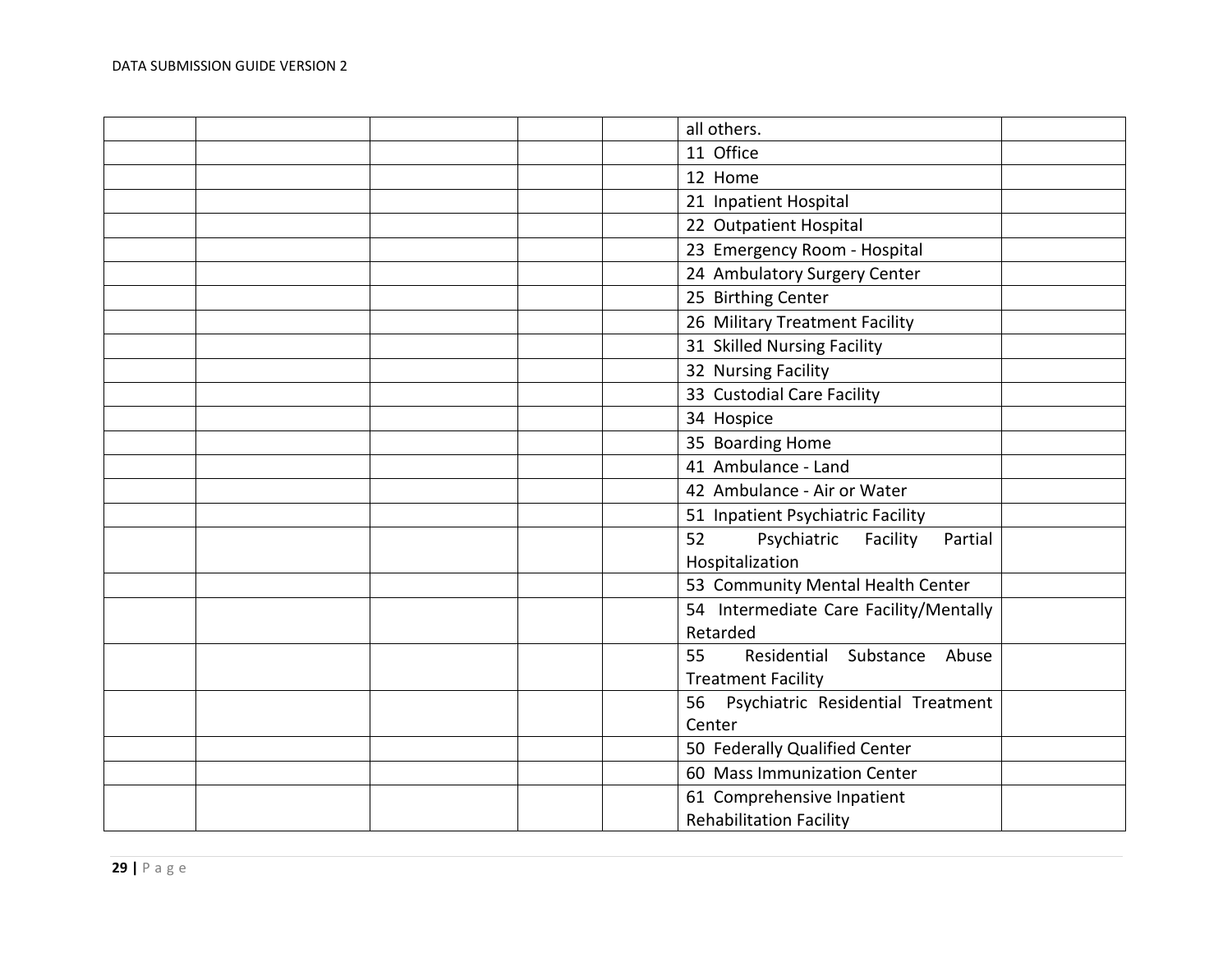| | | | | | | |
|---|---|---|---|---|---|---|
| | | | | | all others. | |
| | | | | | 11 Office | |
| | | | | | 12 Home | |
| | | | | | 21 Inpatient Hospital | |
| | | | | | 22 Outpatient Hospital | |
| | | | | | 23 Emergency Room - Hospital | |
| | | | | | 24 Ambulatory Surgery Center | |
| | | | | | 25 Birthing Center | |
| | | | | | 26 Military Treatment Facility | |
| | | | | | 31 Skilled Nursing Facility | |
| | | | | | 32 Nursing Facility | |
| | | | | | 33 Custodial Care Facility | |
| | | | | | 34 Hospice | |
| | | | | | 35 Boarding Home | |
| | | | | | 41 Ambulance - Land | |
| | | | | | 42 Ambulance - Air or Water | |
| | | | | | 51 Inpatient Psychiatric Facility | |
| | | | | | 52 Psychiatric Facility Partial Hospitalization | |
| | | | | | 53 Community Mental Health Center | |
| | | | | | 54 Intermediate Care Facility/Mentally Retarded | |
| | | | | | 55 Residential Substance Abuse Treatment Facility | |
| | | | | | 56 Psychiatric Residential Treatment Center | |
| | | | | | 50 Federally Qualified Center | |
| | | | | | 60 Mass Immunization Center | |
| | | | | | 61 Comprehensive Inpatient Rehabilitation Facility | |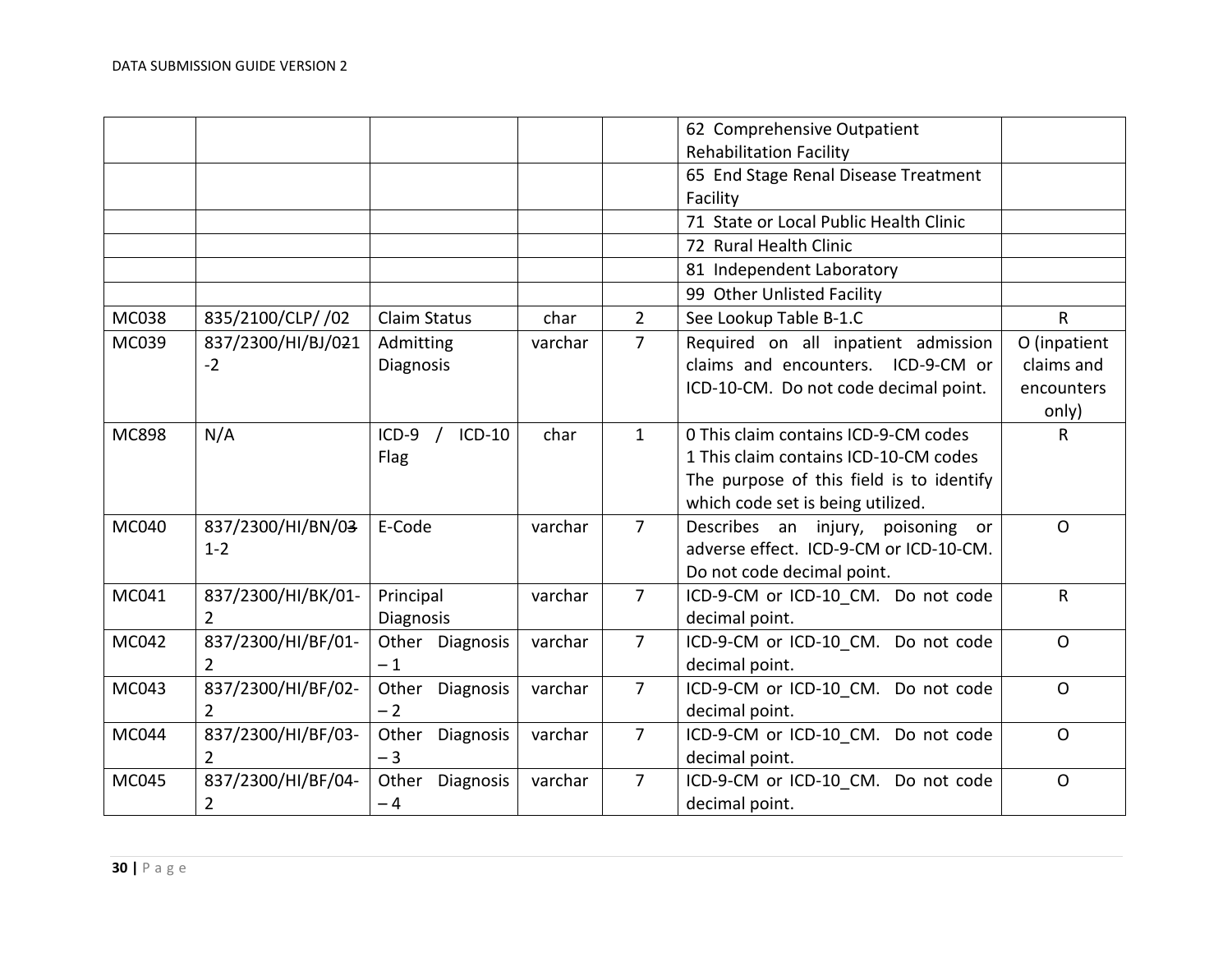| | | | | | | |
|---|---|---|---|---|---|---|
| | | | | | 62 Comprehensive Outpatient Rehabilitation Facility | |
| | | | | | 65 End Stage Renal Disease Treatment Facility | |
| | | | | | 71 State or Local Public Health Clinic | |
| | | | | | 72 Rural Health Clinic | |
| | | | | | 81 Independent Laboratory | |
| | | | | | 99 Other Unlisted Facility | |
| MC038 | 835/2100/CLP/ /02 | Claim Status | char | 2 | See Lookup Table B-1.C | R |
| MC039 | 837/2300/HI/BJ/0~~2~~1-2 | Admitting Diagnosis | varchar | 7 | Required on all inpatient admission claims and encounters. ICD-9-CM or ICD-10-CM. Do not code decimal point. | O (inpatient claims and encounters only) |
| MC898 | N/A | ICD-9 / ICD-10 Flag | char | 1 | 0 This claim contains ICD-9-CM codes<br>1 This claim contains ICD-10-CM codes<br>The purpose of this field is to identify which code set is being utilized. | R |
| MC040 | 837/2300/HI/BN/0~~3~~1-2 | E-Code | varchar | 7 | Describes an injury, poisoning or adverse effect. ICD-9-CM or ICD-10-CM. Do not code decimal point. | O |
| MC041 | 837/2300/HI/BK/01-2 | Principal Diagnosis | varchar | 7 | ICD-9-CM or ICD-10_CM. Do not code decimal point. | R |
| MC042 | 837/2300/HI/BF/01-2 | Other Diagnosis – 1 | varchar | 7 | ICD-9-CM or ICD-10_CM. Do not code decimal point. | O |
| MC043 | 837/2300/HI/BF/02-2 | Other Diagnosis – 2 | varchar | 7 | ICD-9-CM or ICD-10_CM. Do not code decimal point. | O |
| MC044 | 837/2300/HI/BF/03-2 | Other Diagnosis – 3 | varchar | 7 | ICD-9-CM or ICD-10_CM. Do not code decimal point. | O |
| MC045 | 837/2300/HI/BF/04-2 | Other Diagnosis – 4 | varchar | 7 | ICD-9-CM or ICD-10_CM. Do not code decimal point. | O |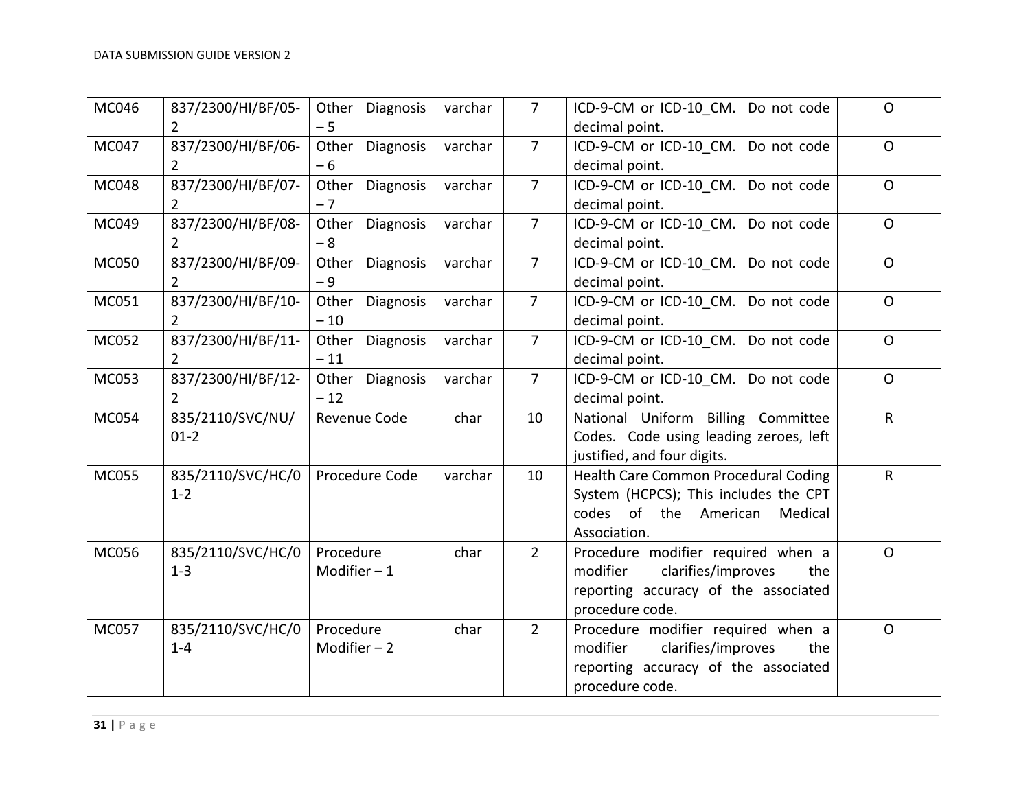| MC046 | 837/2300/HI/BF/05-2 | Other Diagnosis – 5 | varchar | 7 | ICD-9-CM or ICD-10_CM. Do not code decimal point. | O |
|---|---|---|---|---|---|---|
| MC047 | 837/2300/HI/BF/06-2 | Other Diagnosis – 6 | varchar | 7 | ICD-9-CM or ICD-10_CM. Do not code decimal point. | O |
| MC048 | 837/2300/HI/BF/07-2 | Other Diagnosis – 7 | varchar | 7 | ICD-9-CM or ICD-10_CM. Do not code decimal point. | O |
| MC049 | 837/2300/HI/BF/08-2 | Other Diagnosis – 8 | varchar | 7 | ICD-9-CM or ICD-10_CM. Do not code decimal point. | O |
| MC050 | 837/2300/HI/BF/09-2 | Other Diagnosis – 9 | varchar | 7 | ICD-9-CM or ICD-10_CM. Do not code decimal point. | O |
| MC051 | 837/2300/HI/BF/10-2 | Other Diagnosis – 10 | varchar | 7 | ICD-9-CM or ICD-10_CM. Do not code decimal point. | O |
| MC052 | 837/2300/HI/BF/11-2 | Other Diagnosis – 11 | varchar | 7 | ICD-9-CM or ICD-10_CM. Do not code decimal point. | O |
| MC053 | 837/2300/HI/BF/12-2 | Other Diagnosis – 12 | varchar | 7 | ICD-9-CM or ICD-10_CM. Do not code decimal point. | O |
| MC054 | 835/2110/SVC/NU/01-2 | Revenue Code | char | 10 | National Uniform Billing Committee Codes. Code using leading zeroes, left justified, and four digits. | R |
| MC055 | 835/2110/SVC/HC/01-2 | Procedure Code | varchar | 10 | Health Care Common Procedural Coding System (HCPCS); This includes the CPT codes of the American Medical Association. | R |
| MC056 | 835/2110/SVC/HC/01-3 | Procedure Modifier – 1 | char | 2 | Procedure modifier required when a modifier clarifies/improves the reporting accuracy of the associated procedure code. | O |
| MC057 | 835/2110/SVC/HC/01-4 | Procedure Modifier – 2 | char | 2 | Procedure modifier required when a modifier clarifies/improves the reporting accuracy of the associated procedure code. | O |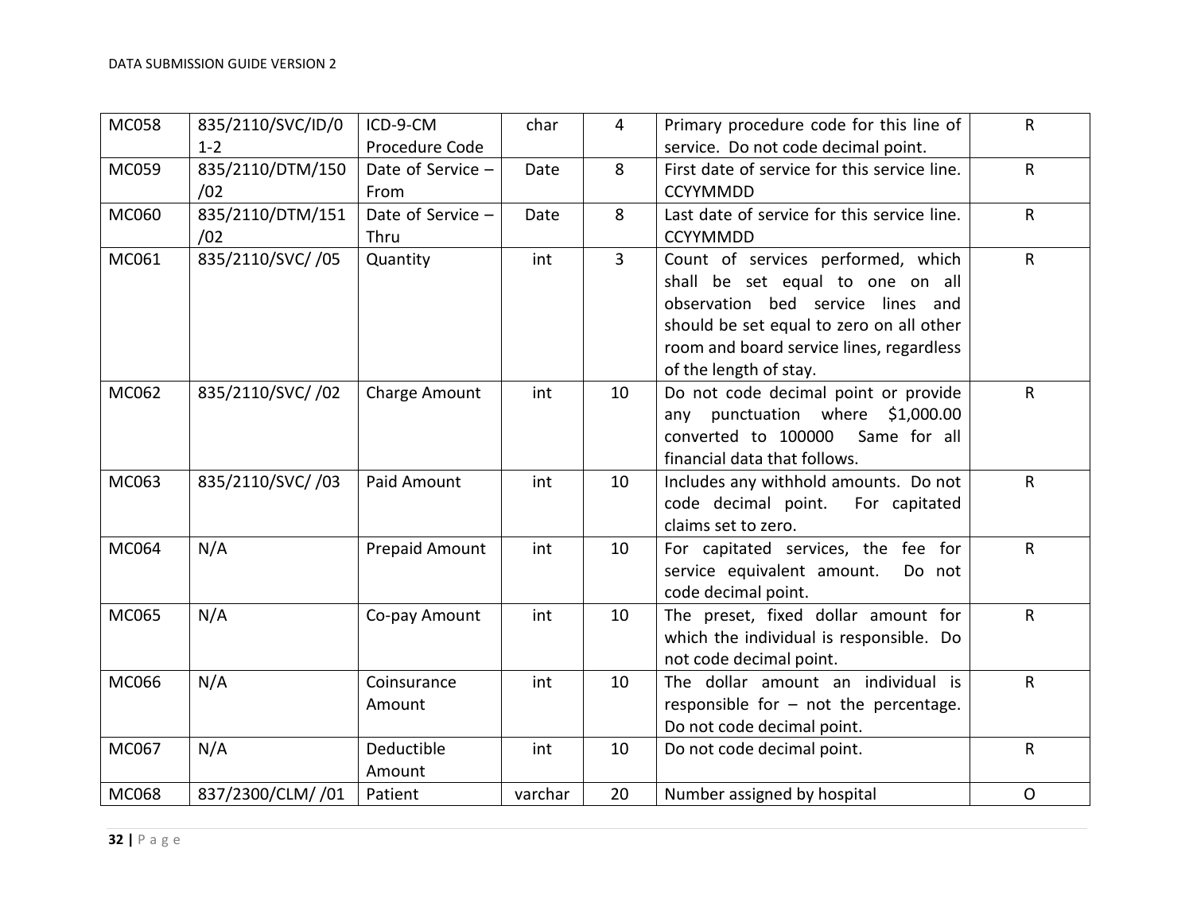| MC058 | 835/2110/SVC/ID/01-2 | ICD-9-CM Procedure Code | char | 4 | Primary procedure code for this line of service. Do not code decimal point. | R |
|---|---|---|---|---|---|---|
| MC059 | 835/2110/DTM/150/02 | Date of Service – From | Date | 8 | First date of service for this service line. CCYYMMDD | R |
| MC060 | 835/2110/DTM/151/02 | Date of Service – Thru | Date | 8 | Last date of service for this service line. CCYYMMDD | R |
| MC061 | 835/2110/SVC/ /05 | Quantity | int | 3 | Count of services performed, which shall be set equal to one on all observation bed service lines and should be set equal to zero on all other room and board service lines, regardless of the length of stay. | R |
| MC062 | 835/2110/SVC/ /02 | Charge Amount | int | 10 | Do not code decimal point or provide any punctuation where $1,000.00 converted to 100000 Same for all financial data that follows. | R |
| MC063 | 835/2110/SVC/ /03 | Paid Amount | int | 10 | Includes any withhold amounts. Do not code decimal point. For capitated claims set to zero. | R |
| MC064 | N/A | Prepaid Amount | int | 10 | For capitated services, the fee for service equivalent amount. Do not code decimal point. | R |
| MC065 | N/A | Co-pay Amount | int | 10 | The preset, fixed dollar amount for which the individual is responsible. Do not code decimal point. | R |
| MC066 | N/A | Coinsurance Amount | int | 10 | The dollar amount an individual is responsible for – not the percentage. Do not code decimal point. | R |
| MC067 | N/A | Deductible Amount | int | 10 | Do not code decimal point. | R |
| MC068 | 837/2300/CLM/ /01 | Patient | varchar | 20 | Number assigned by hospital | O |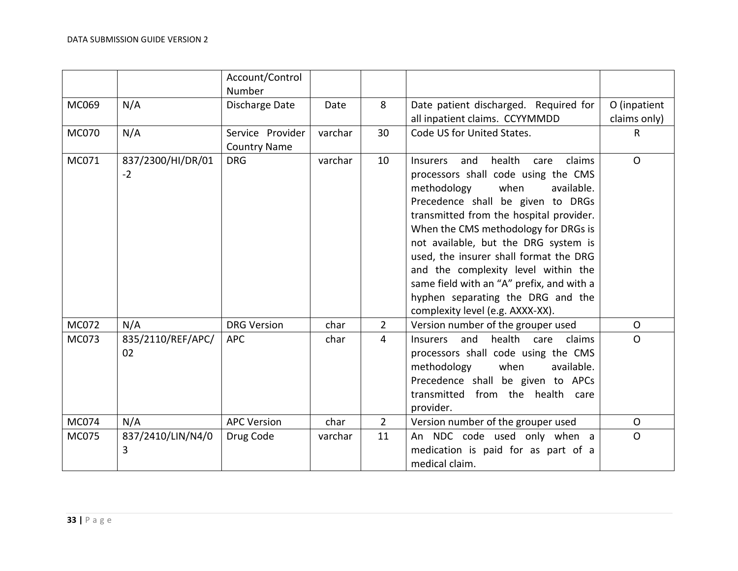| | | Account/Control Number | | | | |
|---|---|---|---|---|---|---|
| MC069 | N/A | Discharge Date | Date | 8 | Date patient discharged. Required for all inpatient claims. CCYYMMDD | O (inpatient claims only) |
| MC070 | N/A | Service Provider Country Name | varchar | 30 | Code US for United States. | R |
| MC071 | 837/2300/HI/DR/01-2 | DRG | varchar | 10 | Insurers and health care claims processors shall code using the CMS methodology when available. Precedence shall be given to DRGs transmitted from the hospital provider. When the CMS methodology for DRGs is not available, but the DRG system is used, the insurer shall format the DRG and the complexity level within the same field with an "A" prefix, and with a hyphen separating the DRG and the complexity level (e.g. AXXX-XX). | O |
| MC072 | N/A | DRG Version | char | 2 | Version number of the grouper used | O |
| MC073 | 835/2110/REF/APC/02 | APC | char | 4 | Insurers and health care claims processors shall code using the CMS methodology when available. Precedence shall be given to APCs transmitted from the health care provider. | O |
| MC074 | N/A | APC Version | char | 2 | Version number of the grouper used | O |
| MC075 | 837/2410/LIN/N4/03 | Drug Code | varchar | 11 | An NDC code used only when a medication is paid for as part of a medical claim. | O |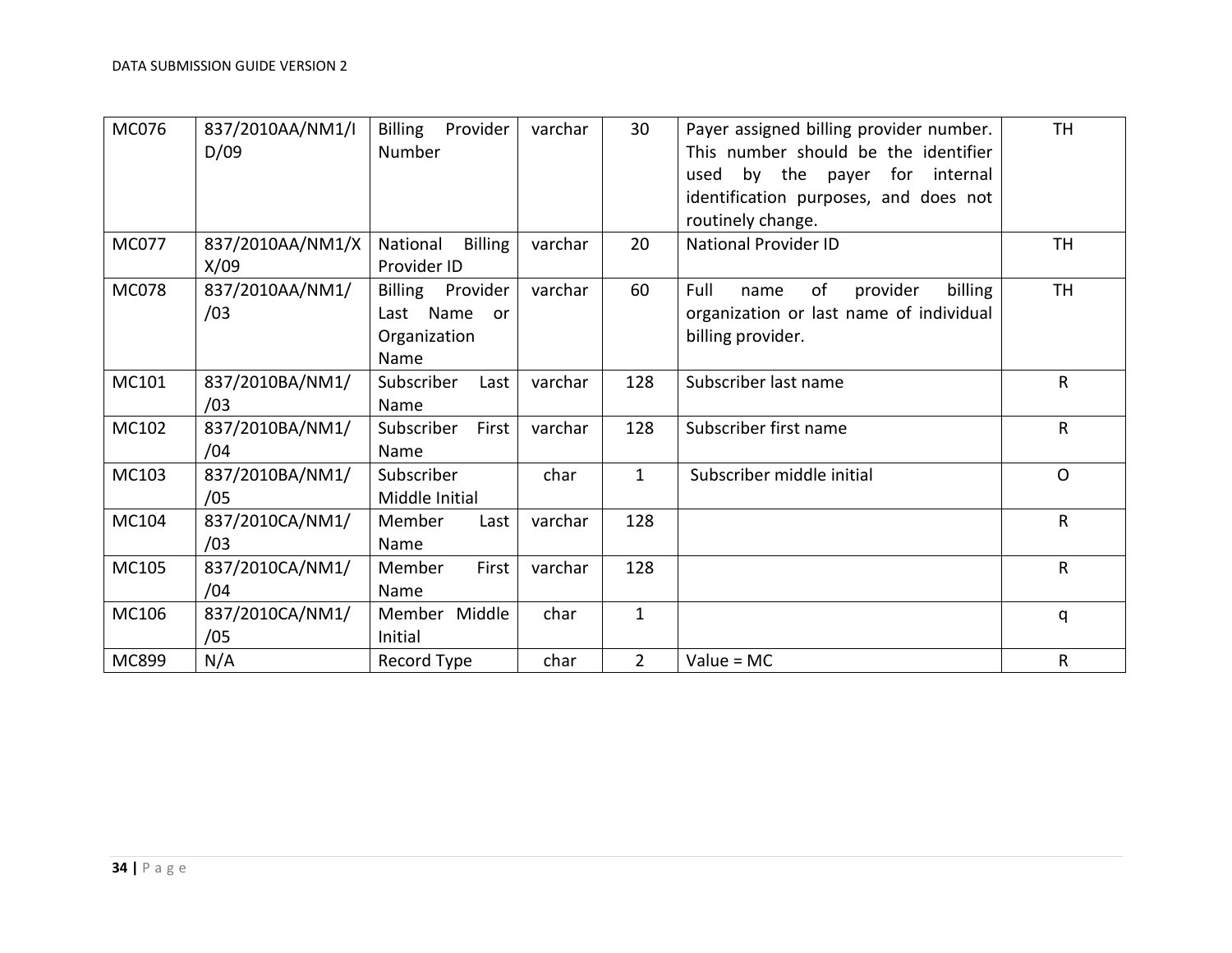| MC076 | 837/2010AA/NM1/ID/09 | Billing Provider Number | varchar | 30 | Payer assigned billing provider number. This number should be the identifier used by the payer for internal identification purposes, and does not routinely change. | TH |
|---|---|---|---|---|---|---|
| MC077 | 837/2010AA/NM1/XX/09 | National Billing Provider ID | varchar | 20 | National Provider ID | TH |
| MC078 | 837/2010AA/NM1//03 | Billing Provider Last Name or Organization Name | varchar | 60 | Full name of provider billing organization or last name of individual billing provider. | TH |
| MC101 | 837/2010BA/NM1//03 | Subscriber Last Name | varchar | 128 | Subscriber last name | R |
| MC102 | 837/2010BA/NM1//04 | Subscriber First Name | varchar | 128 | Subscriber first name | R |
| MC103 | 837/2010BA/NM1//05 | Subscriber Middle Initial | char | 1 | Subscriber middle initial | O |
| MC104 | 837/2010CA/NM1//03 | Member Last Name | varchar | 128 | | R |
| MC105 | 837/2010CA/NM1//04 | Member First Name | varchar | 128 | | R |
| MC106 | 837/2010CA/NM1//05 | Member Middle Initial | char | 1 | | q |
| MC899 | N/A | Record Type | char | 2 | Value = MC | R |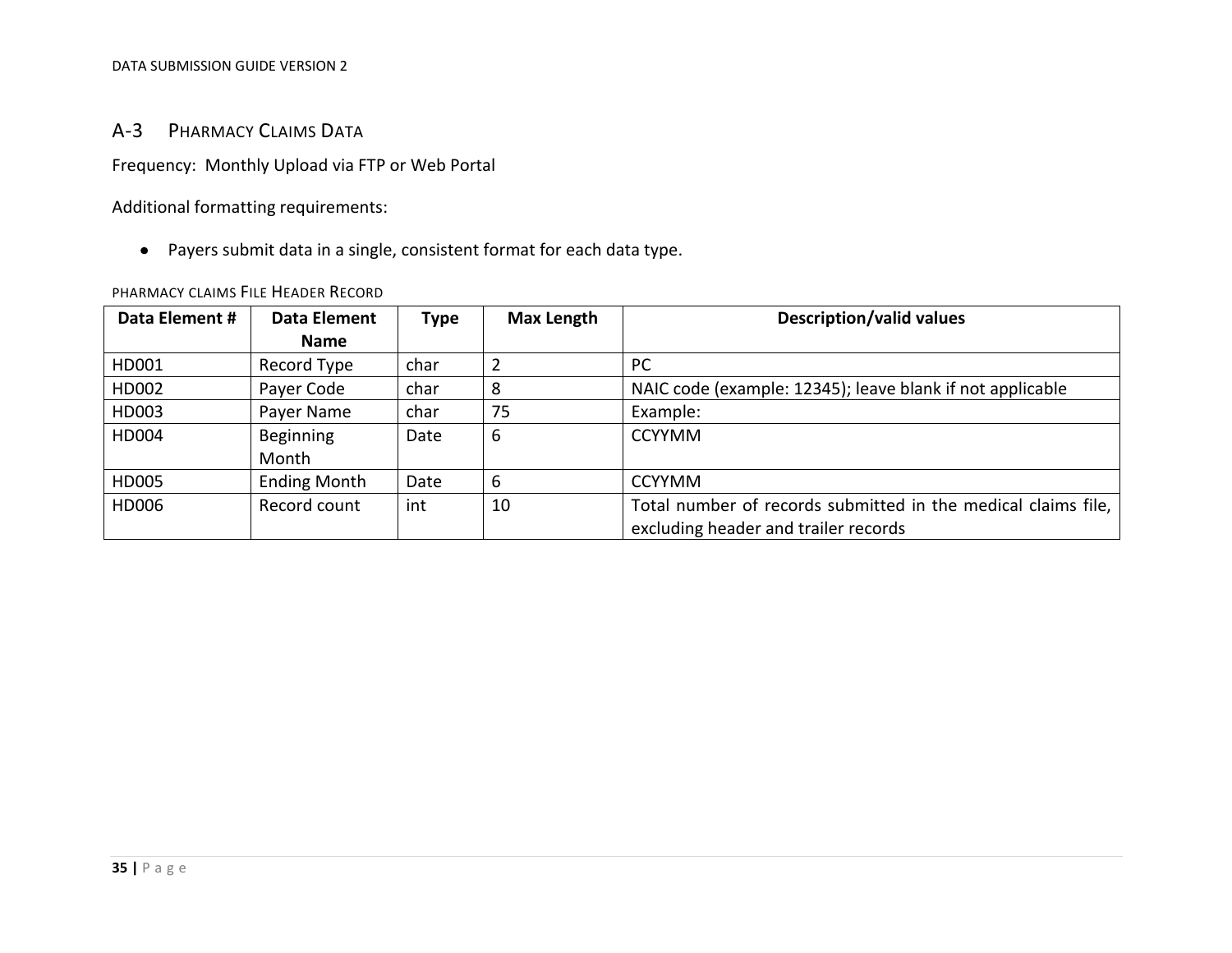## A-3 PHARMACY CLAIMS DATA

Frequency: Monthly Upload via FTP or Web Portal

Additional formatting requirements:

- Payers submit data in a single, consistent format for each data type.

PHARMACY CLAIMS FILE HEADER RECORD

| Data Element # | Data Element Name | Type | Max Length | Description/valid values |
|---|---|---|---|---|
| HD001 | Record Type | char | 2 | PC |
| HD002 | Payer Code | char | 8 | NAIC code (example: 12345); leave blank if not applicable |
| HD003 | Payer Name | char | 75 | Example: |
| HD004 | Beginning Month | Date | 6 | CCYYMM |
| HD005 | Ending Month | Date | 6 | CCYYMM |
| HD006 | Record count | int | 10 | Total number of records submitted in the medical claims file, excluding header and trailer records |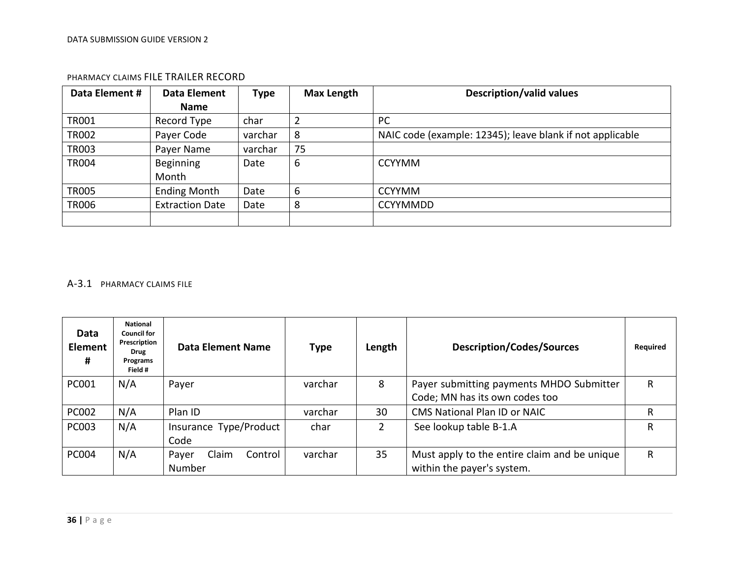PHARMACY CLAIMS FILE TRAILER RECORD

| Data Element # | Data Element Name | Type | Max Length | Description/valid values |
|---|---|---|---|---|
| TR001 | Record Type | char | 2 | PC |
| TR002 | Payer Code | varchar | 8 | NAIC code (example: 12345); leave blank if not applicable |
| TR003 | Payer Name | varchar | 75 | |
| TR004 | Beginning Month | Date | 6 | CCYYMM |
| TR005 | Ending Month | Date | 6 | CCYYMM |
| TR006 | Extraction Date | Date | 8 | CCYYMMDD |
| | | | | |

## A-3.1 PHARMACY CLAIMS FILE

| Data Element # | National Council for Prescription Drug Programs Field # | Data Element Name | Type | Length | Description/Codes/Sources | Required |
|---|---|---|---|---|---|---|
| PC001 | N/A | Payer | varchar | 8 | Payer submitting payments MHDO Submitter Code; MN has its own codes too | R |
| PC002 | N/A | Plan ID | varchar | 30 | CMS National Plan ID or NAIC | R |
| PC003 | N/A | Insurance Type/Product Code | char | 2 | See lookup table B-1.A | R |
| PC004 | N/A | Payer Claim Control Number | varchar | 35 | Must apply to the entire claim and be unique within the payer's system. | R |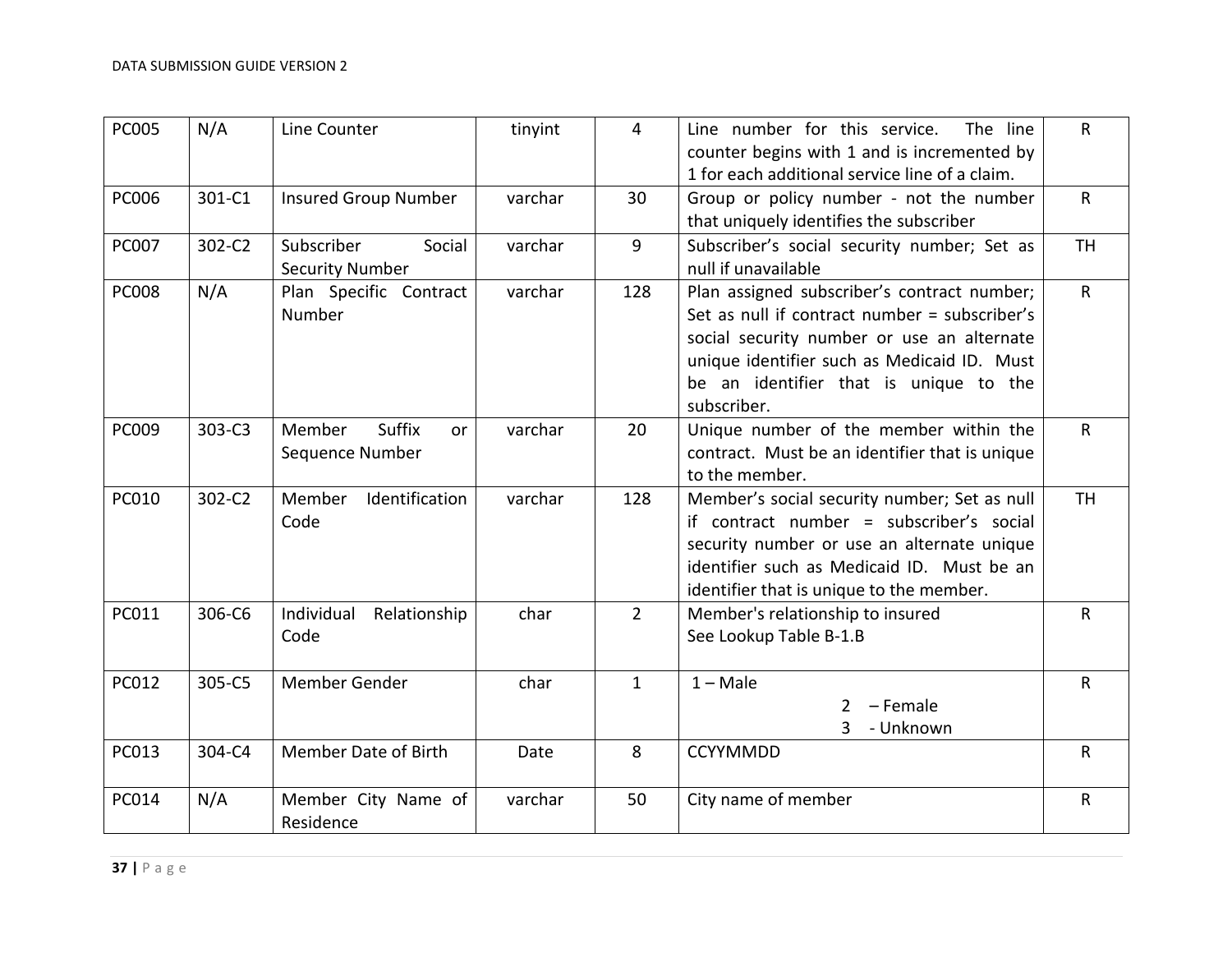| PC005 | N/A | Line Counter | tinyint | 4 | Line number for this service. The line counter begins with 1 and is incremented by 1 for each additional service line of a claim. | R |
|---|---|---|---|---|---|---|
| PC006 | 301-C1 | Insured Group Number | varchar | 30 | Group or policy number - not the number that uniquely identifies the subscriber | R |
| PC007 | 302-C2 | Subscriber Social Security Number | varchar | 9 | Subscriber's social security number; Set as null if unavailable | TH |
| PC008 | N/A | Plan Specific Contract Number | varchar | 128 | Plan assigned subscriber's contract number; Set as null if contract number = subscriber's social security number or use an alternate unique identifier such as Medicaid ID. Must be an identifier that is unique to the subscriber. | R |
| PC009 | 303-C3 | Member Suffix or Sequence Number | varchar | 20 | Unique number of the member within the contract. Must be an identifier that is unique to the member. | R |
| PC010 | 302-C2 | Member Identification Code | varchar | 128 | Member's social security number; Set as null if contract number = subscriber's social security number or use an alternate unique identifier such as Medicaid ID. Must be an identifier that is unique to the member. | TH |
| PC011 | 306-C6 | Individual Relationship Code | char | 2 | Member's relationship to insured<br>See Lookup Table B-1.B | R |
| PC012 | 305-C5 | Member Gender | char | 1 | 1 – Male<br>2 – Female<br>3 - Unknown | R |
| PC013 | 304-C4 | Member Date of Birth | Date | 8 | CCYYMMDD | R |
| PC014 | N/A | Member City Name of Residence | varchar | 50 | City name of member | R |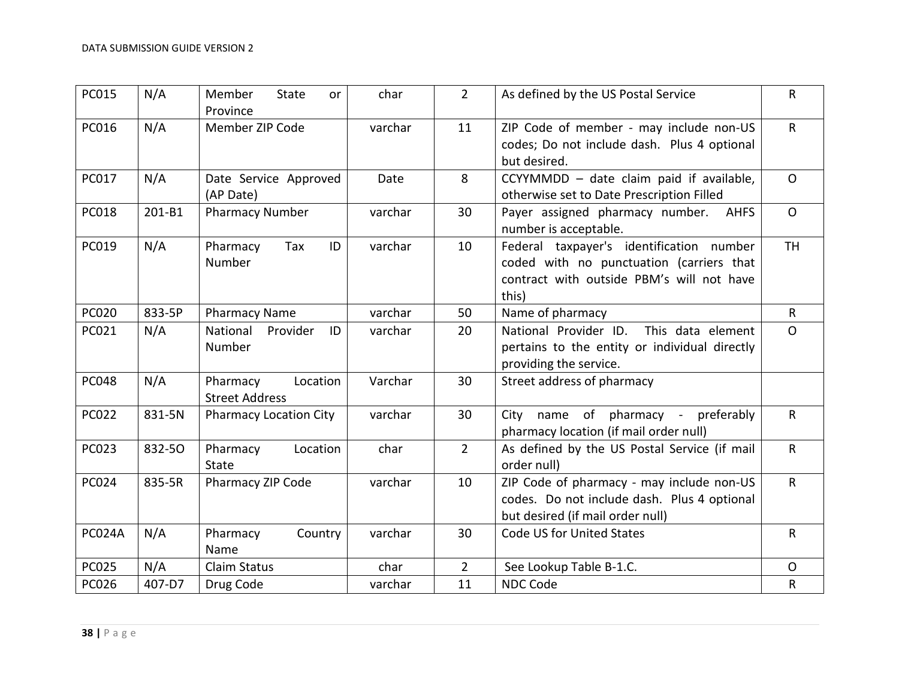| PC015 | N/A | Member State or Province | char | 2 | As defined by the US Postal Service | R |
|---|---|---|---|---|---|---|
| PC016 | N/A | Member ZIP Code | varchar | 11 | ZIP Code of member - may include non-US codes; Do not include dash. Plus 4 optional but desired. | R |
| PC017 | N/A | Date Service Approved (AP Date) | Date | 8 | CCYYMMDD – date claim paid if available, otherwise set to Date Prescription Filled | O |
| PC018 | 201-B1 | Pharmacy Number | varchar | 30 | Payer assigned pharmacy number. AHFS number is acceptable. | O |
| PC019 | N/A | Pharmacy Tax ID Number | varchar | 10 | Federal taxpayer's identification number coded with no punctuation (carriers that contract with outside PBM's will not have this) | TH |
| PC020 | 833-5P | Pharmacy Name | varchar | 50 | Name of pharmacy | R |
| PC021 | N/A | National Provider ID Number | varchar | 20 | National Provider ID. This data element pertains to the entity or individual directly providing the service. | O |
| PC048 | N/A | Pharmacy Location Street Address | Varchar | 30 | Street address of pharmacy | |
| PC022 | 831-5N | Pharmacy Location City | varchar | 30 | City name of pharmacy - preferably pharmacy location (if mail order null) | R |
| PC023 | 832-5O | Pharmacy Location State | char | 2 | As defined by the US Postal Service (if mail order null) | R |
| PC024 | 835-5R | Pharmacy ZIP Code | varchar | 10 | ZIP Code of pharmacy - may include non-US codes. Do not include dash. Plus 4 optional but desired (if mail order null) | R |
| PC024A | N/A | Pharmacy Country Name | varchar | 30 | Code US for United States | R |
| PC025 | N/A | Claim Status | char | 2 | See Lookup Table B-1.C. | O |
| PC026 | 407-D7 | Drug Code | varchar | 11 | NDC Code | R |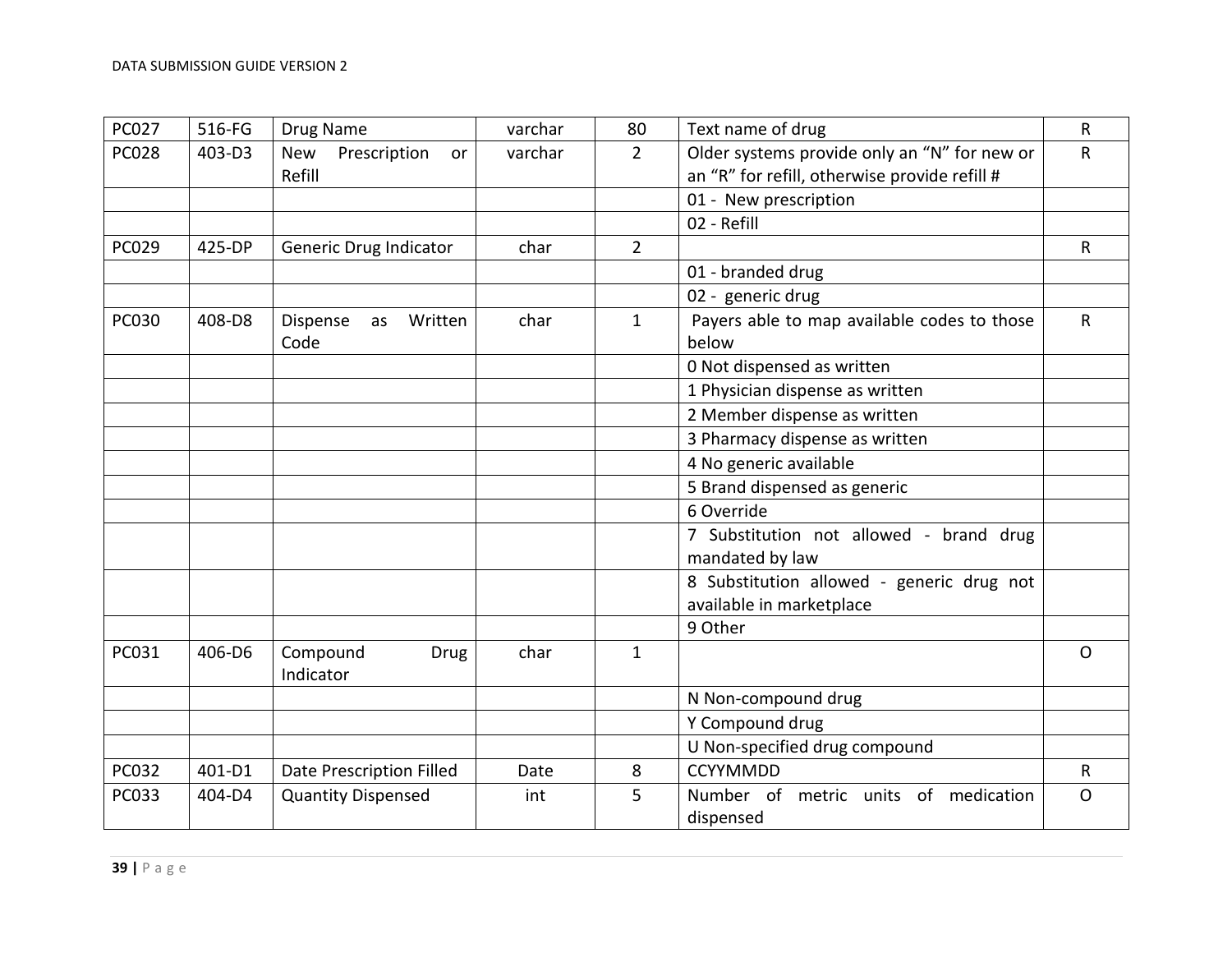| PC027 | 516-FG | Drug Name | varchar | 80 | Text name of drug | R |
|---|---|---|---|---|---|---|
| PC028 | 403-D3 | New Prescription or Refill | varchar | 2 | Older systems provide only an “N” for new or an “R” for refill, otherwise provide refill # | R |
| | | | | | 01 - New prescription | |
| | | | | | 02 - Refill | |
| PC029 | 425-DP | Generic Drug Indicator | char | 2 | | R |
| | | | | | 01 - branded drug | |
| | | | | | 02 - generic drug | |
| PC030 | 408-D8 | Dispense as Written Code | char | 1 | Payers able to map available codes to those below | R |
| | | | | | 0 Not dispensed as written | |
| | | | | | 1 Physician dispense as written | |
| | | | | | 2 Member dispense as written | |
| | | | | | 3 Pharmacy dispense as written | |
| | | | | | 4 No generic available | |
| | | | | | 5 Brand dispensed as generic | |
| | | | | | 6 Override | |
| | | | | | 7 Substitution not allowed - brand drug mandated by law | |
| | | | | | 8 Substitution allowed - generic drug not available in marketplace | |
| | | | | | 9 Other | |
| PC031 | 406-D6 | Compound Drug Indicator | char | 1 | | O |
| | | | | | N Non-compound drug | |
| | | | | | Y Compound drug | |
| | | | | | U Non-specified drug compound | |
| PC032 | 401-D1 | Date Prescription Filled | Date | 8 | CCYYMMDD | R |
| PC033 | 404-D4 | Quantity Dispensed | int | 5 | Number of metric units of medication dispensed | O |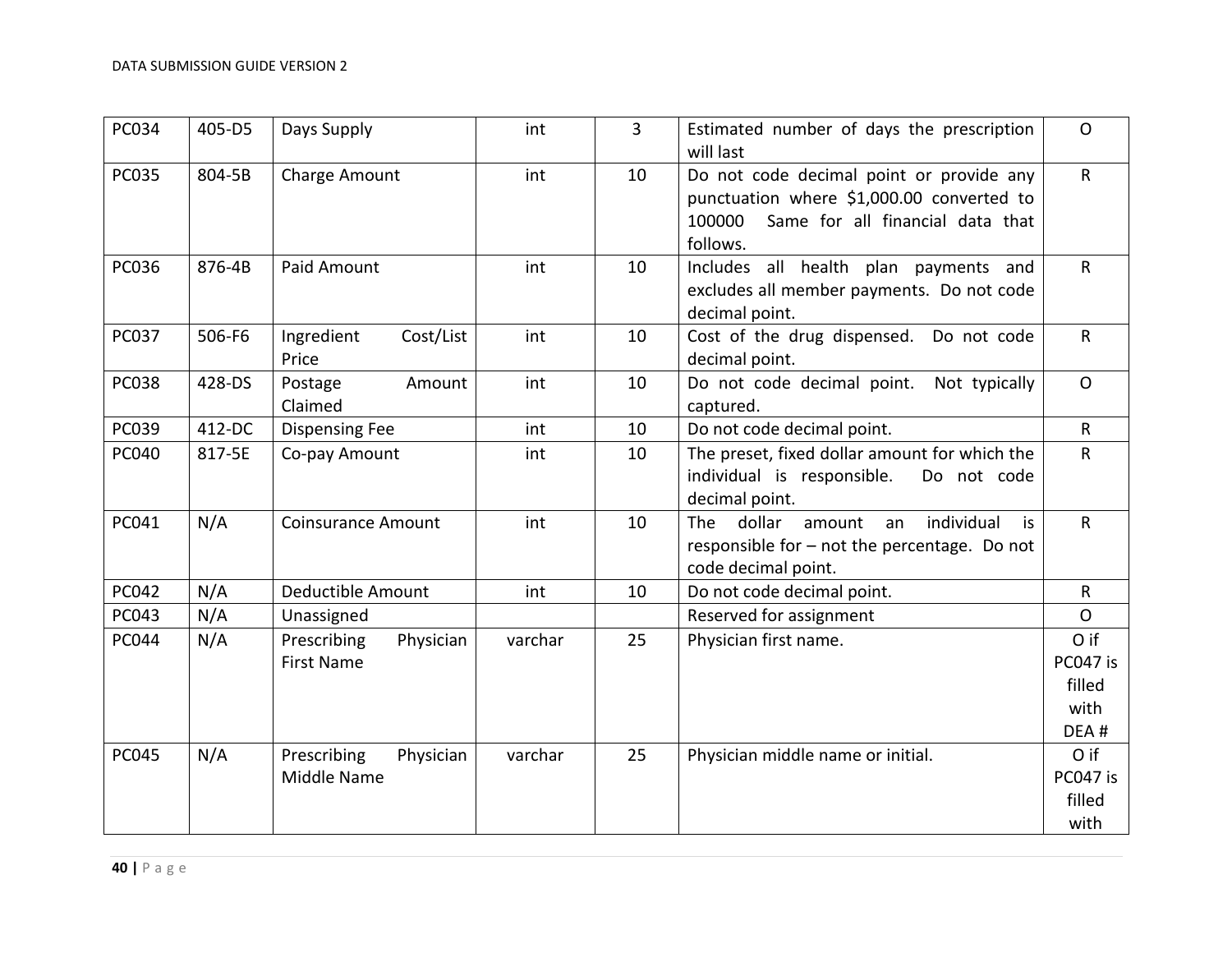| PC034 | 405-D5 | Days Supply | int | 3 | Estimated number of days the prescription will last | O |
|---|---|---|---|---|---|---|
| PC035 | 804-5B | Charge Amount | int | 10 | Do not code decimal point or provide any punctuation where $1,000.00 converted to 100000 Same for all financial data that follows. | R |
| PC036 | 876-4B | Paid Amount | int | 10 | Includes all health plan payments and excludes all member payments. Do not code decimal point. | R |
| PC037 | 506-F6 | Ingredient Cost/List Price | int | 10 | Cost of the drug dispensed. Do not code decimal point. | R |
| PC038 | 428-DS | Postage Amount Claimed | int | 10 | Do not code decimal point. Not typically captured. | O |
| PC039 | 412-DC | Dispensing Fee | int | 10 | Do not code decimal point. | R |
| PC040 | 817-5E | Co-pay Amount | int | 10 | The preset, fixed dollar amount for which the individual is responsible. Do not code decimal point. | R |
| PC041 | N/A | Coinsurance Amount | int | 10 | The dollar amount an individual is responsible for – not the percentage. Do not code decimal point. | R |
| PC042 | N/A | Deductible Amount | int | 10 | Do not code decimal point. | R |
| PC043 | N/A | Unassigned | | | Reserved for assignment | O |
| PC044 | N/A | Prescribing Physician First Name | varchar | 25 | Physician first name. | O if PC047 is filled with DEA # |
| PC045 | N/A | Prescribing Physician Middle Name | varchar | 25 | Physician middle name or initial. | O if PC047 is filled with |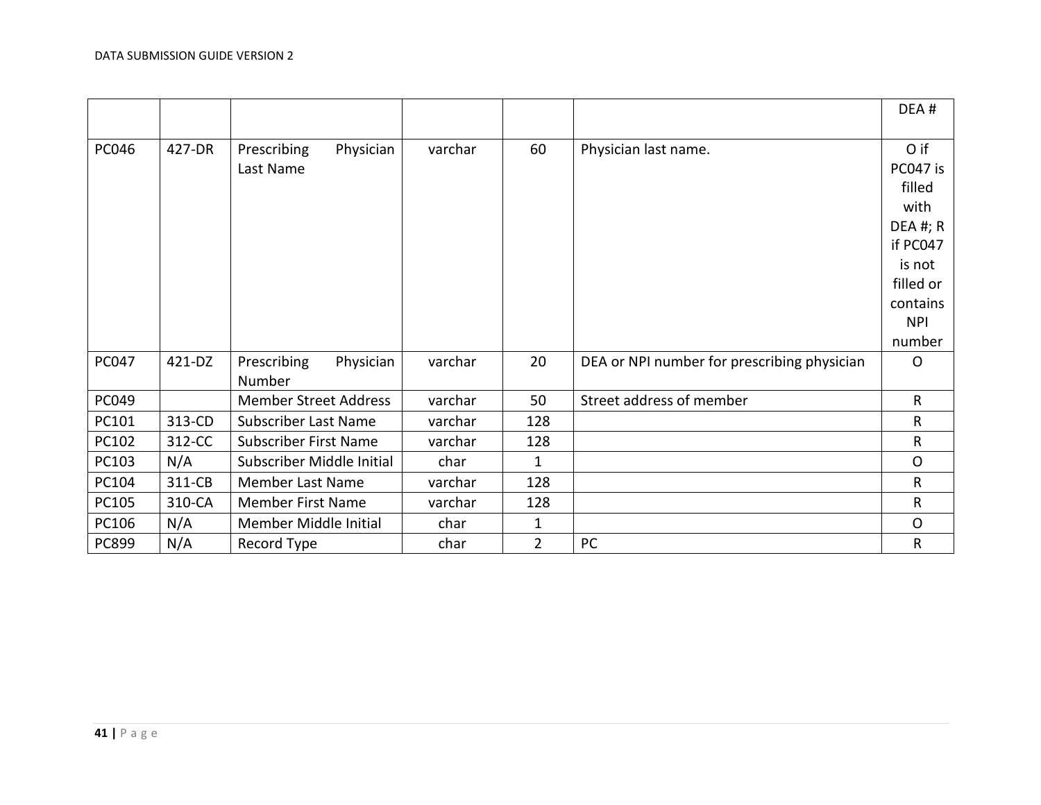| | | | | | | DEA # |
|---|---|---|---|---|---|---|
| PC046 | 427-DR | Prescribing Physician Last Name | varchar | 60 | Physician last name. | O if PC047 is filled with DEA #; R if PC047 is not filled or contains NPI number |
| PC047 | 421-DZ | Prescribing Physician Number | varchar | 20 | DEA or NPI number for prescribing physician | O |
| PC049 | | Member Street Address | varchar | 50 | Street address of member | R |
| PC101 | 313-CD | Subscriber Last Name | varchar | 128 | | R |
| PC102 | 312-CC | Subscriber First Name | varchar | 128 | | R |
| PC103 | N/A | Subscriber Middle Initial | char | 1 | | O |
| PC104 | 311-CB | Member Last Name | varchar | 128 | | R |
| PC105 | 310-CA | Member First Name | varchar | 128 | | R |
| PC106 | N/A | Member Middle Initial | char | 1 | | O |
| PC899 | N/A | Record Type | char | 2 | PC | R |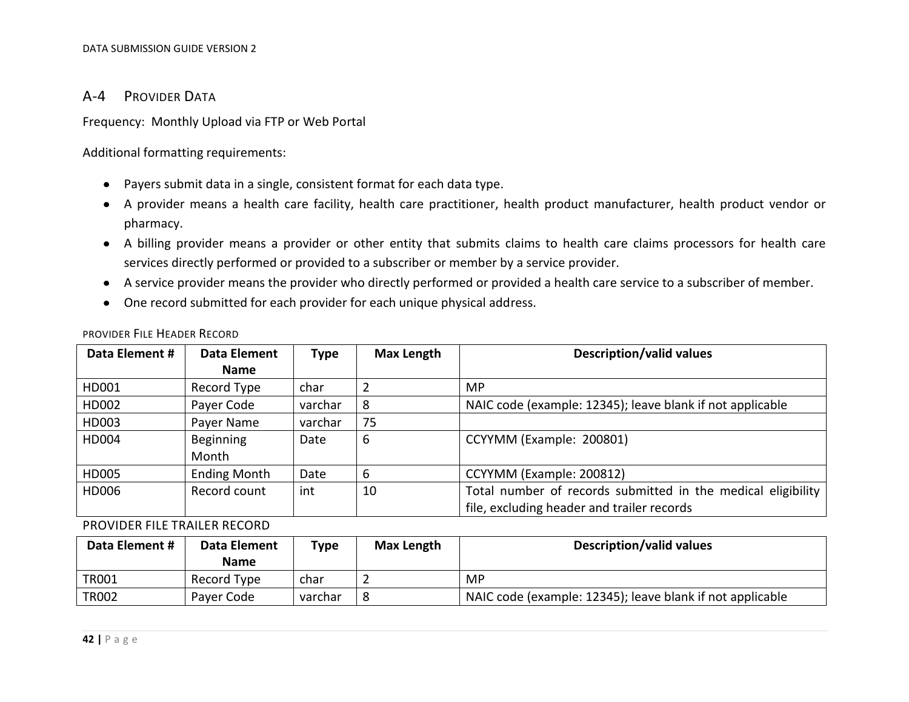## A-4 PROVIDER DATA

Frequency: Monthly Upload via FTP or Web Portal

Additional formatting requirements:

- Payers submit data in a single, consistent format for each data type.
- A provider means a health care facility, health care practitioner, health product manufacturer, health product vendor or pharmacy.
- A billing provider means a provider or other entity that submits claims to health care claims processors for health care services directly performed or provided to a subscriber or member by a service provider.
- A service provider means the provider who directly performed or provided a health care service to a subscriber of member.
- One record submitted for each provider for each unique physical address.

PROVIDER FILE HEADER RECORD

| Data Element # | Data Element Name | Type | Max Length | Description/valid values |
|---|---|---|---|---|
| HD001 | Record Type | char | 2 | MP |
| HD002 | Payer Code | varchar | 8 | NAIC code (example: 12345); leave blank if not applicable |
| HD003 | Payer Name | varchar | 75 | |
| HD004 | Beginning Month | Date | 6 | CCYYMM (Example: 200801) |
| HD005 | Ending Month | Date | 6 | CCYYMM (Example: 200812) |
| HD006 | Record count | int | 10 | Total number of records submitted in the medical eligibility file, excluding header and trailer records |

PROVIDER FILE TRAILER RECORD

| Data Element # | Data Element Name | Type | Max Length | Description/valid values |
|---|---|---|---|---|
| TR001 | Record Type | char | 2 | MP |
| TR002 | Payer Code | varchar | 8 | NAIC code (example: 12345); leave blank if not applicable |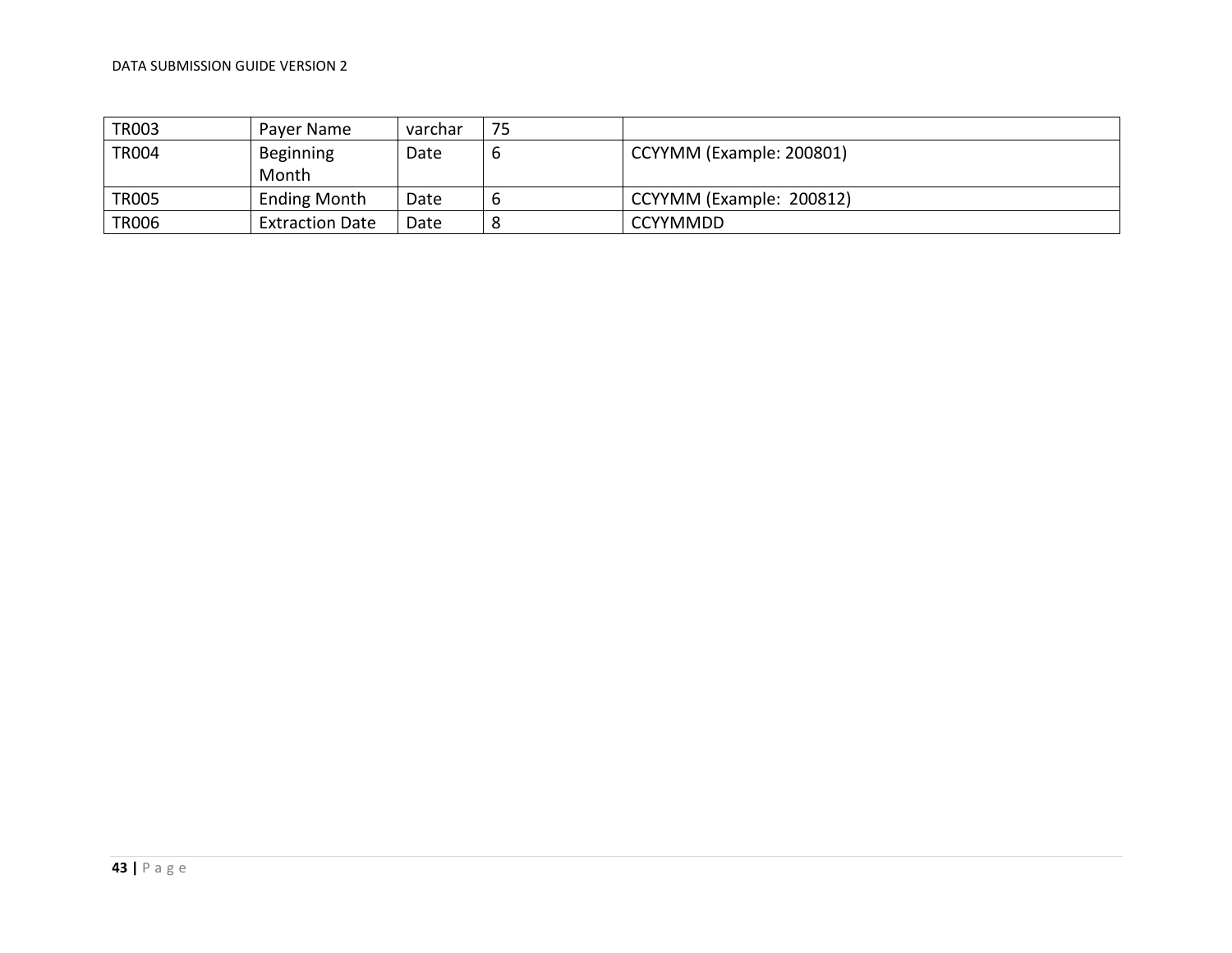| TR003 | Payer Name | varchar | 75 | |
| --- | --- | --- | --- | --- |
| TR004 | Beginning Month | Date | 6 | CCYYMM (Example: 200801) |
| TR005 | Ending Month | Date | 6 | CCYYMM (Example:  200812) |
| TR006 | Extraction Date | Date | 8 | CCYYMMDD |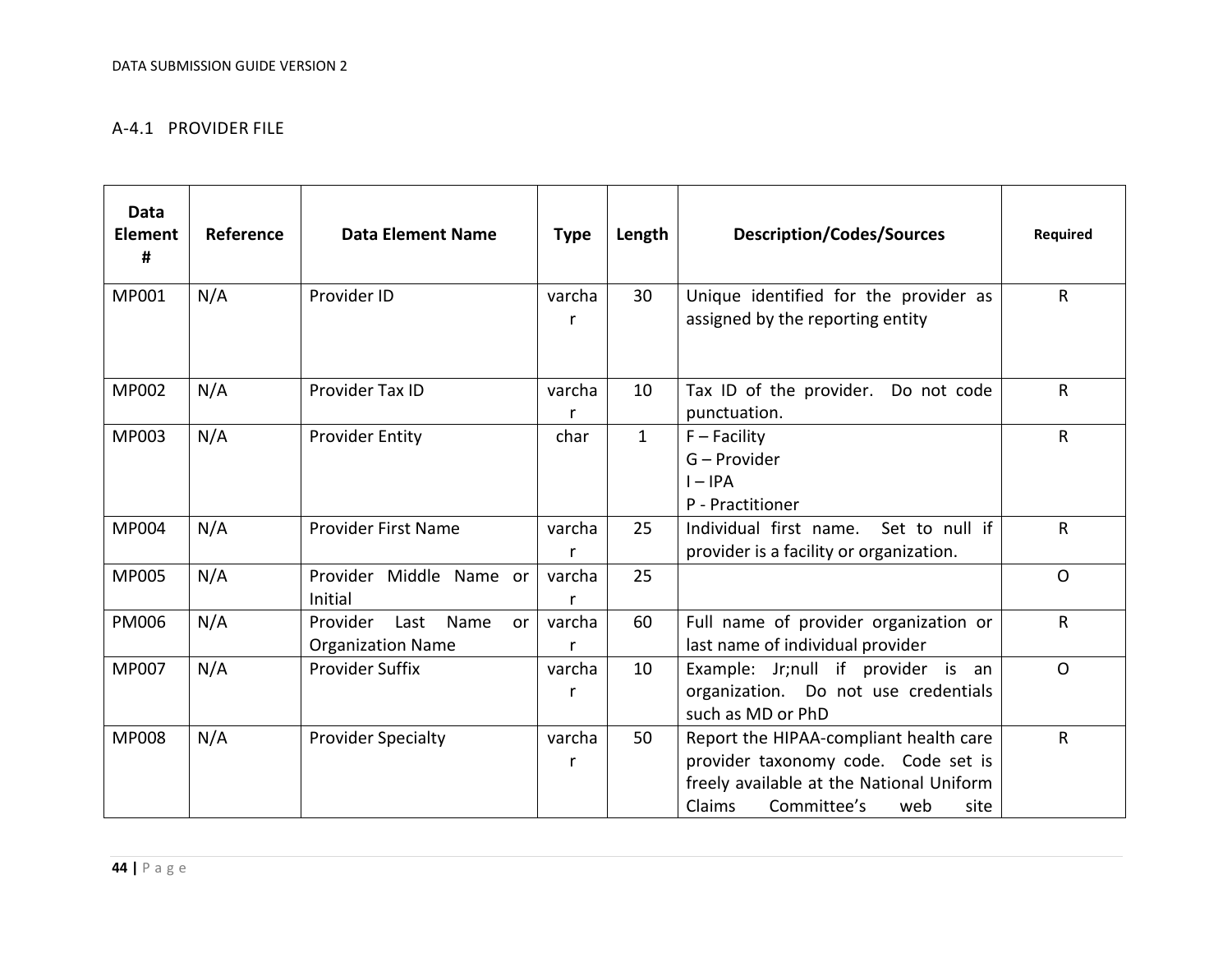### A-4.1 PROVIDER FILE

| Data Element # | Reference | Data Element Name | Type | Length | Description/Codes/Sources | Required |
|---|---|---|---|---|---|---|
| MP001 | N/A | Provider ID | varchar | 30 | Unique identified for the provider as assigned by the reporting entity | R |
| MP002 | N/A | Provider Tax ID | varchar | 10 | Tax ID of the provider. Do not code punctuation. | R |
| MP003 | N/A | Provider Entity | char | 1 | F – Facility<br>G – Provider<br>I – IPA<br>P - Practitioner | R |
| MP004 | N/A | Provider First Name | varchar | 25 | Individual first name. Set to null if provider is a facility or organization. | R |
| MP005 | N/A | Provider Middle Name or Initial | varchar | 25 | | O |
| PM006 | N/A | Provider Last Name or Organization Name | varchar | 60 | Full name of provider organization or last name of individual provider | R |
| MP007 | N/A | Provider Suffix | varchar | 10 | Example: Jr;null if provider is an organization. Do not use credentials such as MD or PhD | O |
| MP008 | N/A | Provider Specialty | varchar | 50 | Report the HIPAA-compliant health care provider taxonomy code. Code set is freely available at the National Uniform Claims Committee's web site | R |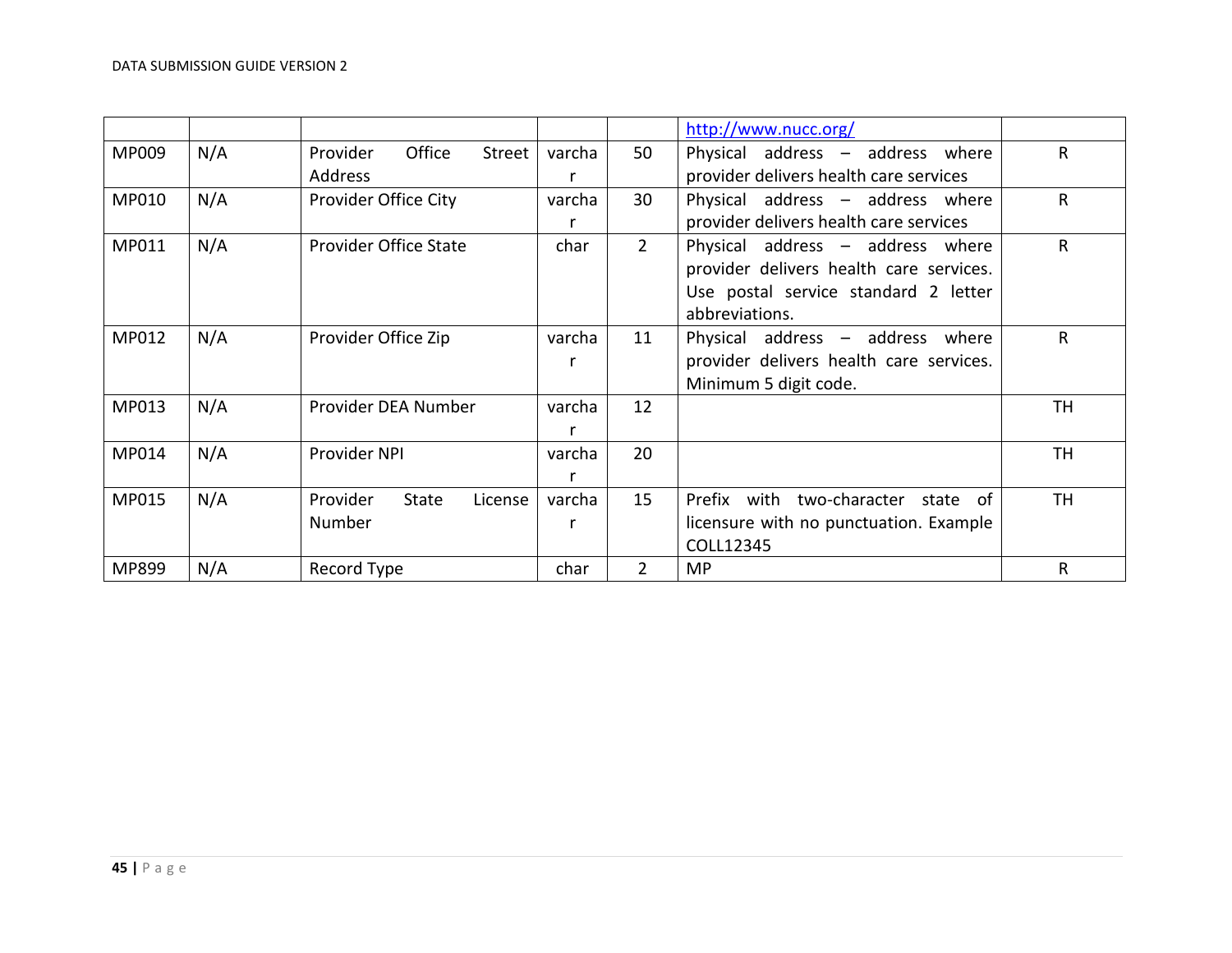| | | | | | | |
|---|---|---|---|---|---|---|
| | | | | | http://www.nucc.org/ | |
| MP009 | N/A | Provider Office Street Address | varchar | 50 | Physical address – address where provider delivers health care services | R |
| MP010 | N/A | Provider Office City | varchar | 30 | Physical address – address where provider delivers health care services | R |
| MP011 | N/A | Provider Office State | char | 2 | Physical address – address where provider delivers health care services. Use postal service standard 2 letter abbreviations. | R |
| MP012 | N/A | Provider Office Zip | varchar | 11 | Physical address – address where provider delivers health care services. Minimum 5 digit code. | R |
| MP013 | N/A | Provider DEA Number | varchar | 12 | | TH |
| MP014 | N/A | Provider NPI | varchar | 20 | | TH |
| MP015 | N/A | Provider State License Number | varchar | 15 | Prefix with two-character state of licensure with no punctuation. Example COLL12345 | TH |
| MP899 | N/A | Record Type | char | 2 | MP | R |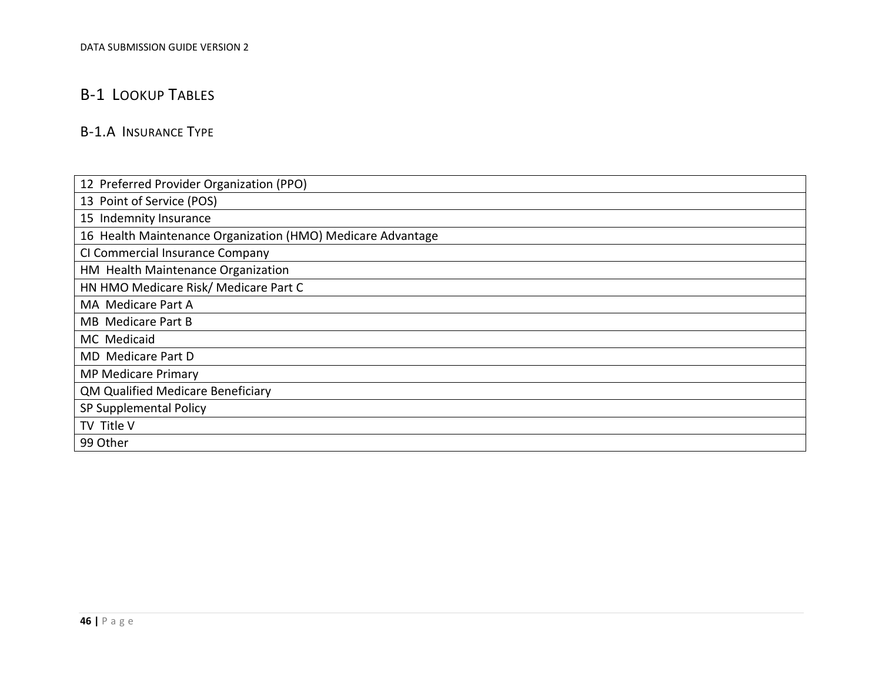## B-1 Lookup Tables

### B-1.A Insurance Type

| |
|---|
| 12 Preferred Provider Organization (PPO) |
| 13 Point of Service (POS) |
| 15 Indemnity Insurance |
| 16 Health Maintenance Organization (HMO) Medicare Advantage |
| CI Commercial Insurance Company |
| HM Health Maintenance Organization |
| HN HMO Medicare Risk/ Medicare Part C |
| MA Medicare Part A |
| MB Medicare Part B |
| MC Medicaid |
| MD Medicare Part D |
| MP Medicare Primary |
| QM Qualified Medicare Beneficiary |
| SP Supplemental Policy |
| TV Title V |
| 99 Other |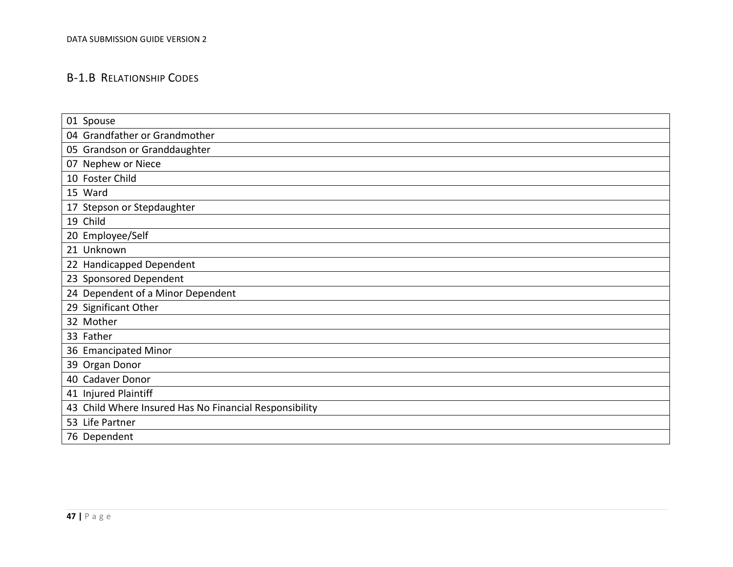### B-1.B Relationship Codes

| |
|---|
| 01 Spouse |
| 04 Grandfather or Grandmother |
| 05 Grandson or Granddaughter |
| 07 Nephew or Niece |
| 10 Foster Child |
| 15 Ward |
| 17 Stepson or Stepdaughter |
| 19 Child |
| 20 Employee/Self |
| 21 Unknown |
| 22 Handicapped Dependent |
| 23 Sponsored Dependent |
| 24 Dependent of a Minor Dependent |
| 29 Significant Other |
| 32 Mother |
| 33 Father |
| 36 Emancipated Minor |
| 39 Organ Donor |
| 40 Cadaver Donor |
| 41 Injured Plaintiff |
| 43 Child Where Insured Has No Financial Responsibility |
| 53 Life Partner |
| 76 Dependent |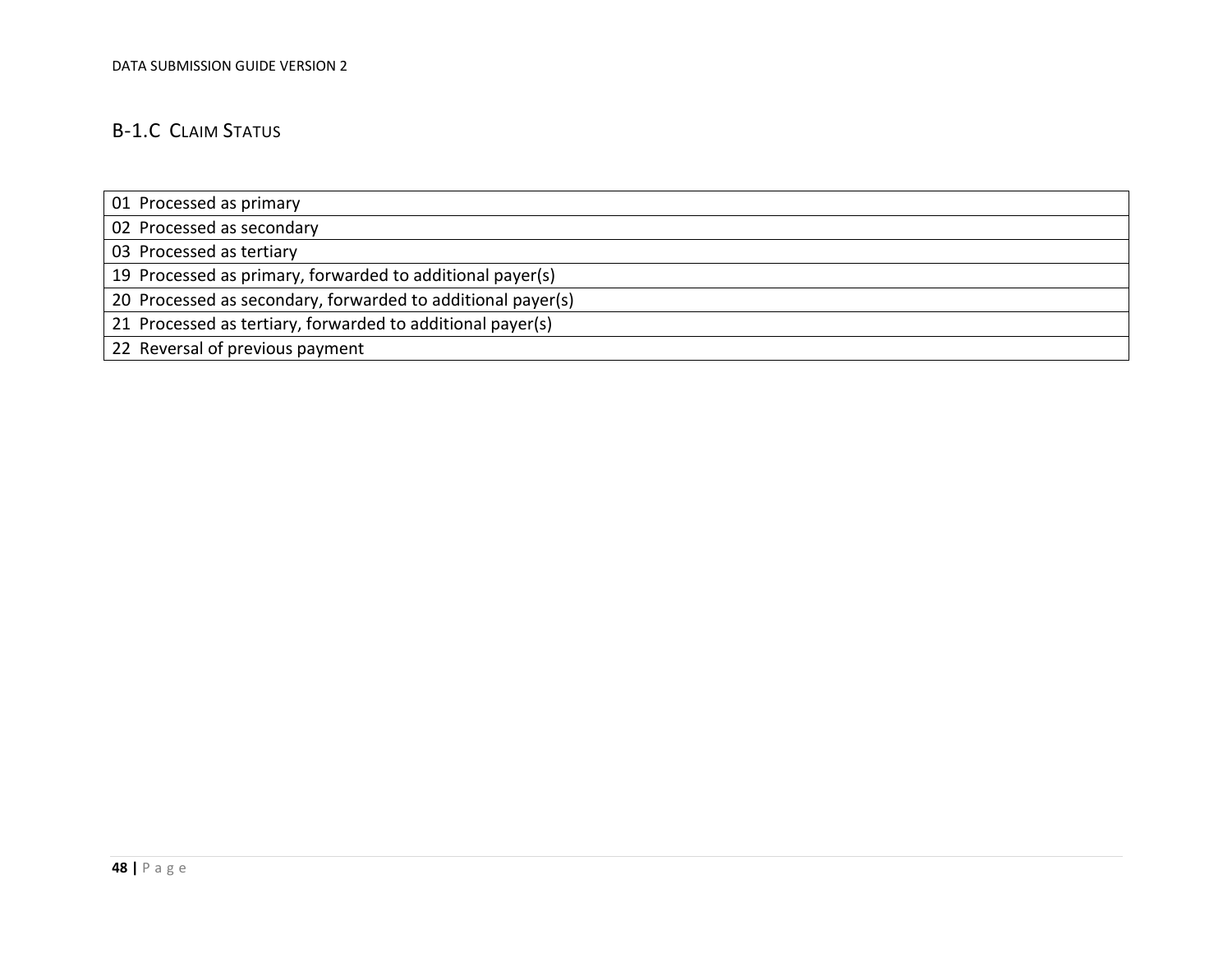### B-1.C Claim Status

| |
|---|
| 01 Processed as primary |
| 02 Processed as secondary |
| 03 Processed as tertiary |
| 19 Processed as primary, forwarded to additional payer(s) |
| 20 Processed as secondary, forwarded to additional payer(s) |
| 21 Processed as tertiary, forwarded to additional payer(s) |
| 22 Reversal of previous payment |